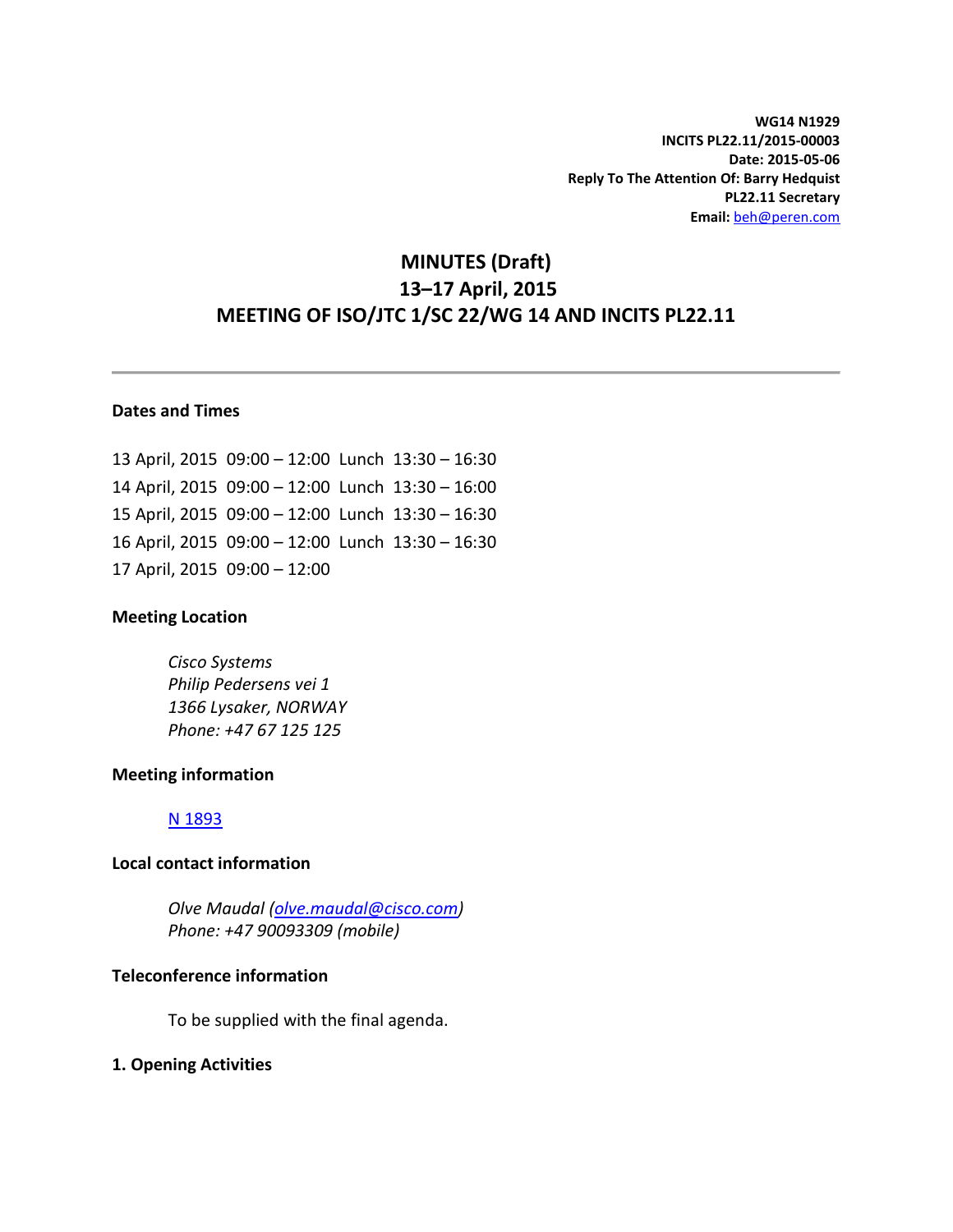**WG14 N1929**
**INCITS PL22.11/2015-00003**
**Date: 2015-05-06**
**Reply To The Attention Of: Barry Hedquist**
**PL22.11 Secretary**
**Email:** beh@peren.com

# MINUTES (Draft)
# 13–17 April, 2015
# MEETING OF ISO/JTC 1/SC 22/WG 14 AND INCITS PL22.11

---

### Dates and Times

13 April, 2015 09:00 – 12:00 Lunch 13:30 – 16:30
14 April, 2015 09:00 – 12:00 Lunch 13:30 – 16:00
15 April, 2015 09:00 – 12:00 Lunch 13:30 – 16:30
16 April, 2015 09:00 – 12:00 Lunch 13:30 – 16:30
17 April, 2015 09:00 – 12:00

### Meeting Location

*Cisco Systems*
*Philip Pedersens vei 1*
*1366 Lysaker, NORWAY*
*Phone: +47 67 125 125*

### Meeting information

N 1893

### Local contact information

*Olve Maudal (olve.maudal@cisco.com)*
*Phone: +47 90093309 (mobile)*

### Teleconference information

To be supplied with the final agenda.

### 1. Opening Activities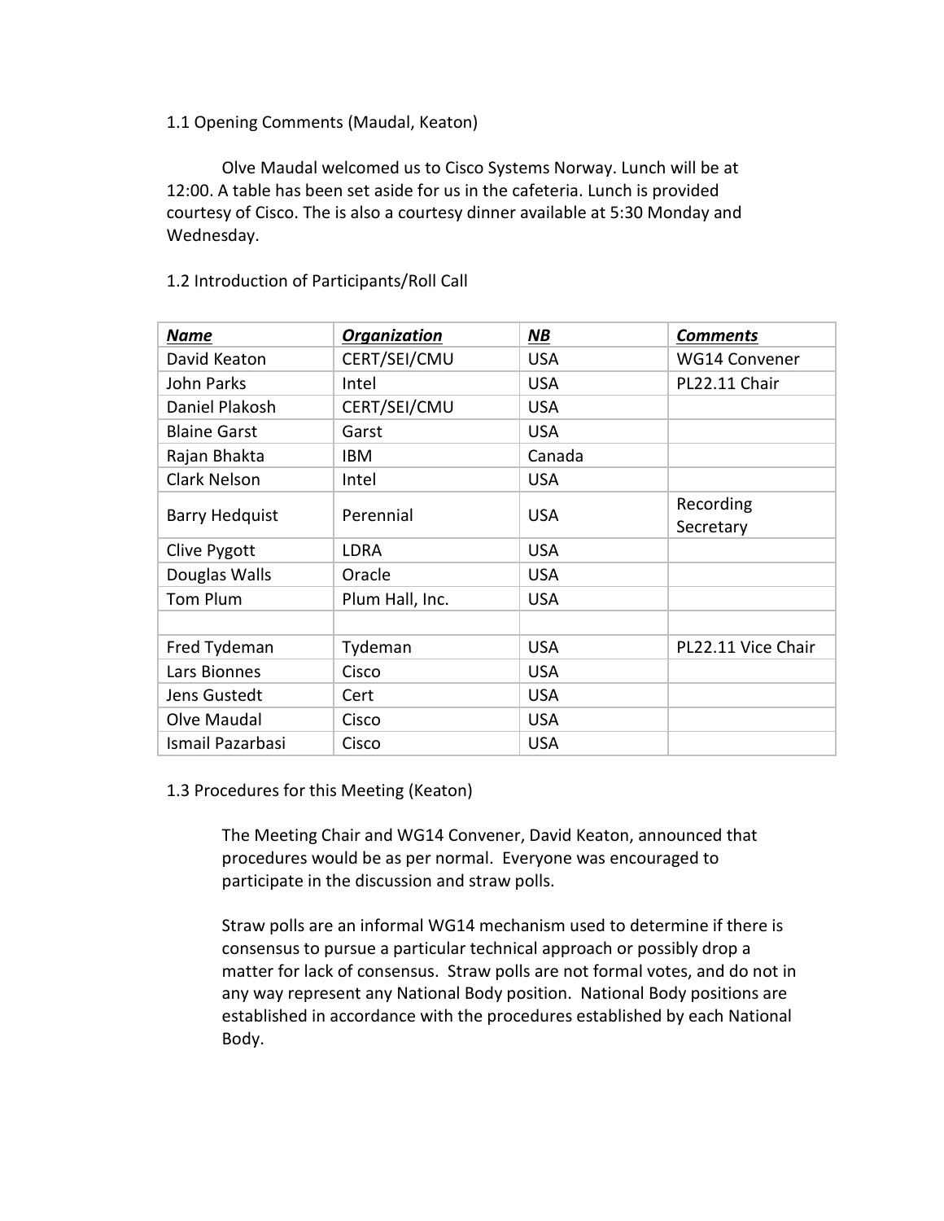1.1 Opening Comments (Maudal, Keaton)

Olve Maudal welcomed us to Cisco Systems Norway. Lunch will be at 12:00. A table has been set aside for us in the cafeteria. Lunch is provided courtesy of Cisco. The is also a courtesy dinner available at 5:30 Monday and Wednesday.

1.2 Introduction of Participants/Roll Call

| ***Name*** | ***Organization*** | ***NB*** | ***Comments*** |
|---|---|---|---|
| David Keaton | CERT/SEI/CMU | USA | WG14 Convener |
| John Parks | Intel | USA | PL22.11 Chair |
| Daniel Plakosh | CERT/SEI/CMU | USA | |
| Blaine Garst | Garst | USA | |
| Rajan Bhakta | IBM | Canada | |
| Clark Nelson | Intel | USA | |
| Barry Hedquist | Perennial | USA | Recording Secretary |
| Clive Pygott | LDRA | USA | |
| Douglas Walls | Oracle | USA | |
| Tom Plum | Plum Hall, Inc. | USA | |
| | | | |
| Fred Tydeman | Tydeman | USA | PL22.11 Vice Chair |
| Lars Bionnes | Cisco | USA | |
| Jens Gustedt | Cert | USA | |
| Olve Maudal | Cisco | USA | |
| Ismail Pazarbasi | Cisco | USA | |

1.3 Procedures for this Meeting (Keaton)

The Meeting Chair and WG14 Convener, David Keaton, announced that procedures would be as per normal. Everyone was encouraged to participate in the discussion and straw polls.

Straw polls are an informal WG14 mechanism used to determine if there is consensus to pursue a particular technical approach or possibly drop a matter for lack of consensus. Straw polls are not formal votes, and do not in any way represent any National Body position. National Body positions are established in accordance with the procedures established by each National Body.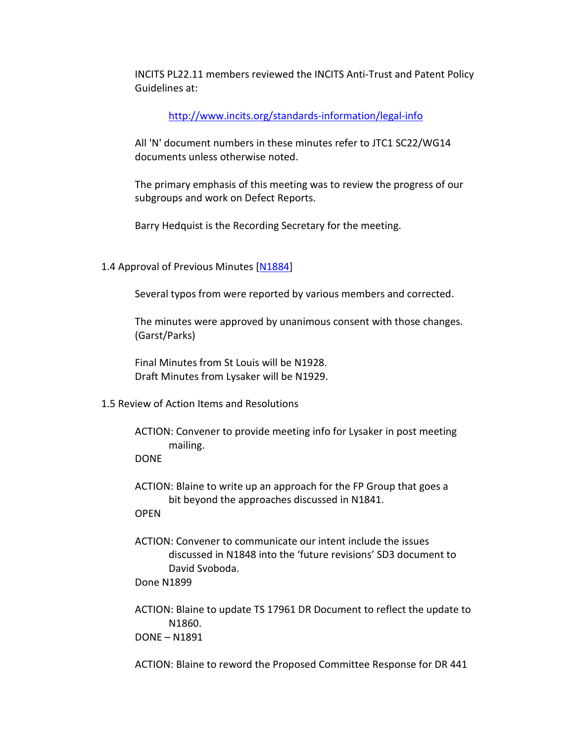INCITS PL22.11 members reviewed the INCITS Anti-Trust and Patent Policy Guidelines at:

http://www.incits.org/standards-information/legal-info

All 'N' document numbers in these minutes refer to JTC1 SC22/WG14 documents unless otherwise noted.

The primary emphasis of this meeting was to review the progress of our subgroups and work on Defect Reports.

Barry Hedquist is the Recording Secretary for the meeting.

### 1.4 Approval of Previous Minutes [N1884]

Several typos from were reported by various members and corrected.

The minutes were approved by unanimous consent with those changes. (Garst/Parks)

Final Minutes from St Louis will be N1928.
Draft Minutes from Lysaker will be N1929.

### 1.5 Review of Action Items and Resolutions

ACTION: Convener to provide meeting info for Lysaker in post meeting mailing.
DONE

ACTION: Blaine to write up an approach for the FP Group that goes a bit beyond the approaches discussed in N1841.
OPEN

ACTION: Convener to communicate our intent include the issues discussed in N1848 into the 'future revisions' SD3 document to David Svoboda.
Done N1899

ACTION: Blaine to update TS 17961 DR Document to reflect the update to N1860.
DONE – N1891

ACTION: Blaine to reword the Proposed Committee Response for DR 441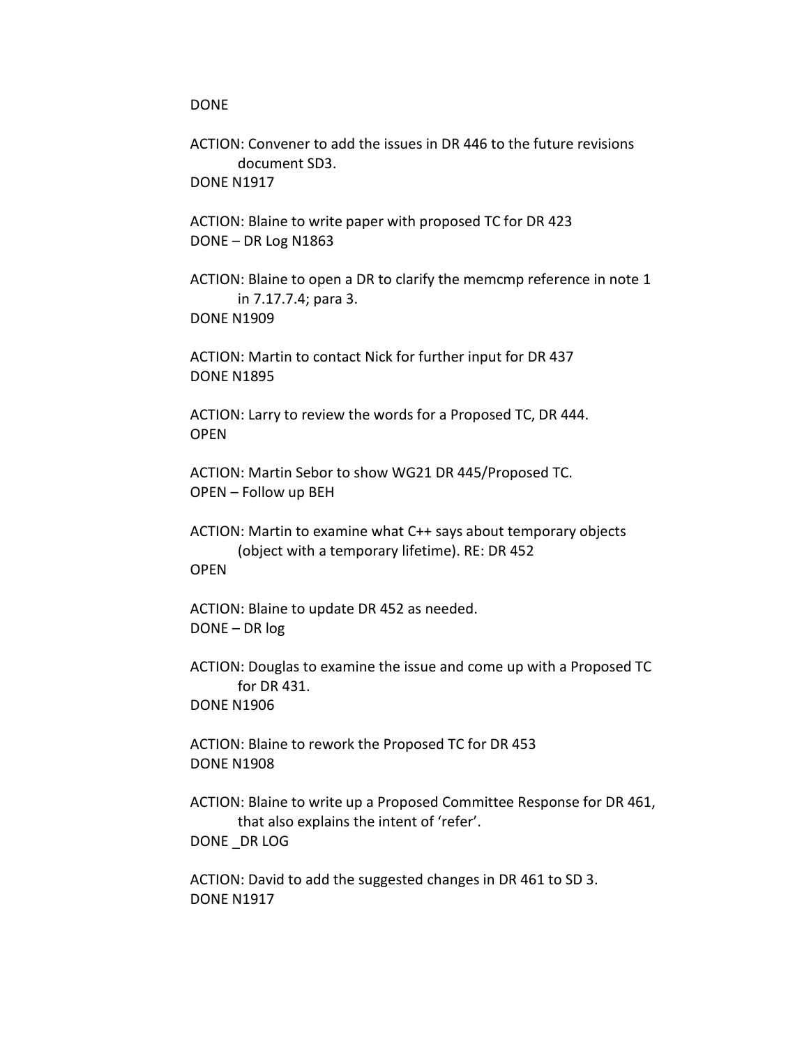DONE

ACTION: Convener to add the issues in DR 446 to the future revisions document SD3.
DONE N1917

ACTION: Blaine to write paper with proposed TC for DR 423
DONE – DR Log N1863

ACTION: Blaine to open a DR to clarify the memcmp reference in note 1 in 7.17.7.4; para 3.
DONE N1909

ACTION: Martin to contact Nick for further input for DR 437
DONE N1895

ACTION: Larry to review the words for a Proposed TC, DR 444.
OPEN

ACTION: Martin Sebor to show WG21 DR 445/Proposed TC.
OPEN – Follow up BEH

ACTION: Martin to examine what C++ says about temporary objects (object with a temporary lifetime). RE: DR 452
OPEN

ACTION: Blaine to update DR 452 as needed.
DONE – DR log

ACTION: Douglas to examine the issue and come up with a Proposed TC for DR 431.
DONE N1906

ACTION: Blaine to rework the Proposed TC for DR 453
DONE N1908

ACTION: Blaine to write up a Proposed Committee Response for DR 461, that also explains the intent of 'refer'.
DONE _DR LOG

ACTION: David to add the suggested changes in DR 461 to SD 3.
DONE N1917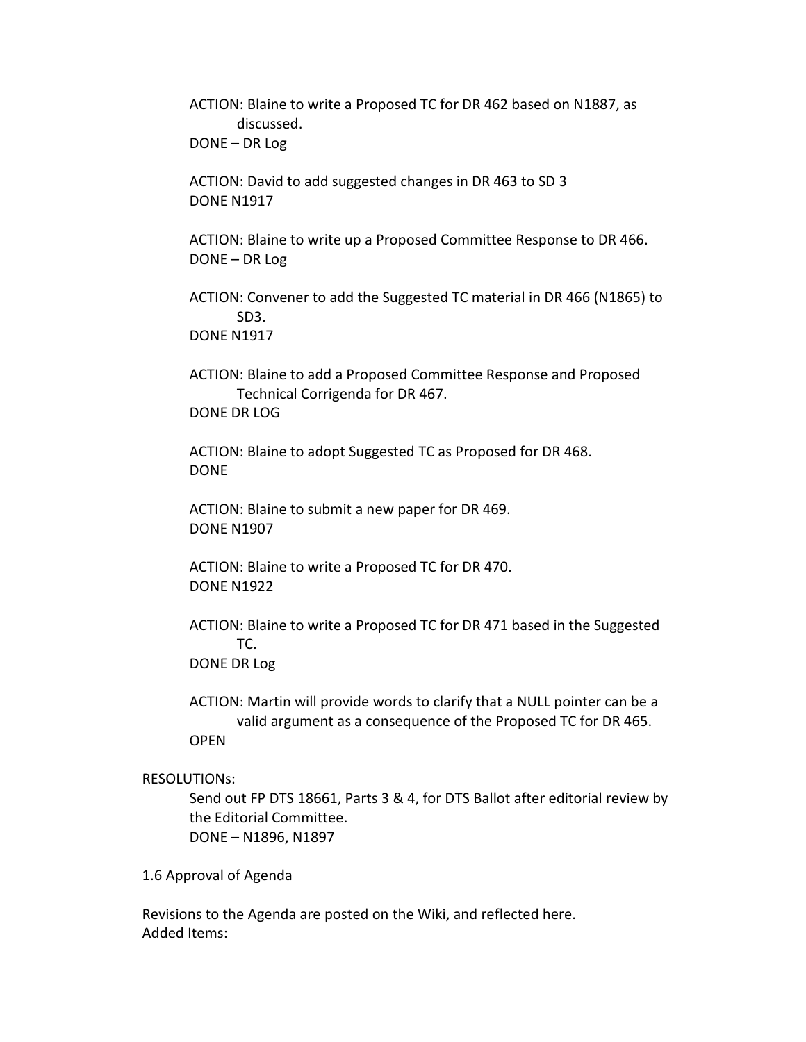ACTION: Blaine to write a Proposed TC for DR 462 based on N1887, as discussed.
DONE – DR Log

ACTION: David to add suggested changes in DR 463 to SD 3
DONE N1917

ACTION: Blaine to write up a Proposed Committee Response to DR 466.
DONE – DR Log

ACTION: Convener to add the Suggested TC material in DR 466 (N1865) to SD3.
DONE N1917

ACTION: Blaine to add a Proposed Committee Response and Proposed Technical Corrigenda for DR 467.
DONE DR LOG

ACTION: Blaine to adopt Suggested TC as Proposed for DR 468.
DONE

ACTION: Blaine to submit a new paper for DR 469.
DONE N1907

ACTION: Blaine to write a Proposed TC for DR 470.
DONE N1922

ACTION: Blaine to write a Proposed TC for DR 471 based in the Suggested TC.
DONE DR Log

ACTION: Martin will provide words to clarify that a NULL pointer can be a valid argument as a consequence of the Proposed TC for DR 465.
OPEN

RESOLUTIONs:

Send out FP DTS 18661, Parts 3 & 4, for DTS Ballot after editorial review by the Editorial Committee.
DONE – N1896, N1897

1.6 Approval of Agenda

Revisions to the Agenda are posted on the Wiki, and reflected here.
Added Items: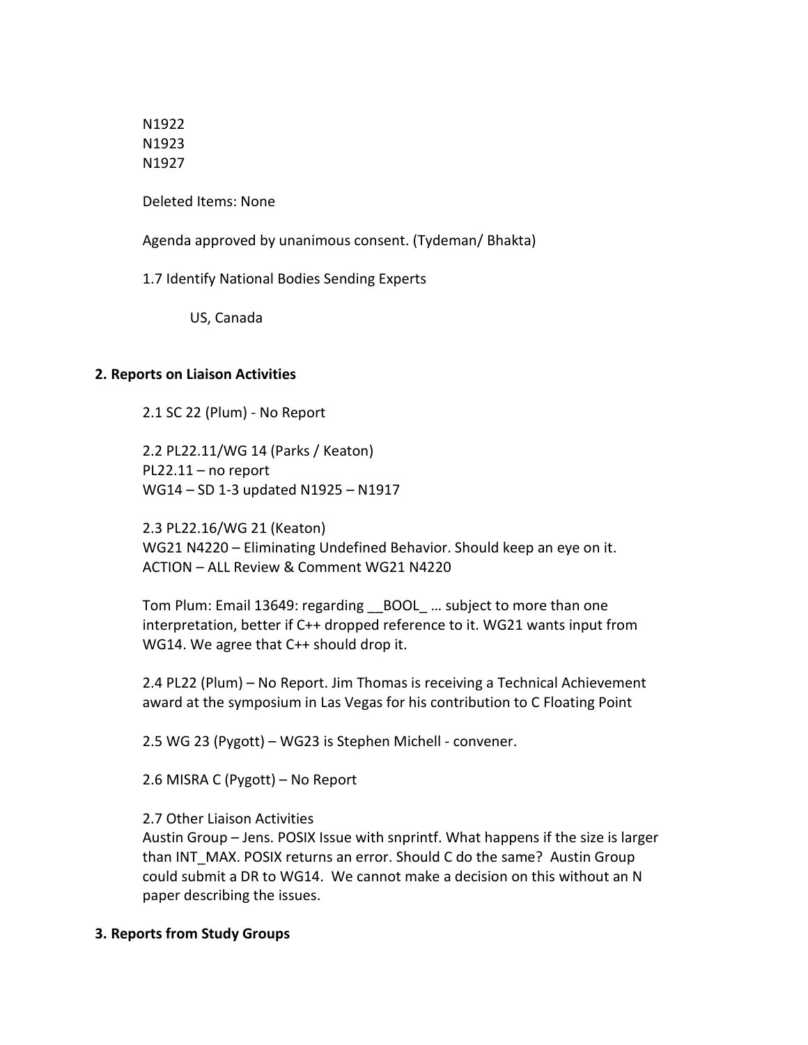N1922
N1923
N1927

Deleted Items: None

Agenda approved by unanimous consent. (Tydeman/ Bhakta)

1.7 Identify National Bodies Sending Experts

US, Canada

## 2. Reports on Liaison Activities

2.1 SC 22 (Plum) - No Report

2.2 PL22.11/WG 14 (Parks / Keaton)
PL22.11 – no report
WG14 – SD 1-3 updated N1925 – N1917

2.3 PL22.16/WG 21 (Keaton)
WG21 N4220 – Eliminating Undefined Behavior. Should keep an eye on it.
ACTION – ALL Review & Comment WG21 N4220

Tom Plum: Email 13649: regarding __BOOL_ … subject to more than one interpretation, better if C++ dropped reference to it. WG21 wants input from WG14. We agree that C++ should drop it.

2.4 PL22 (Plum) – No Report. Jim Thomas is receiving a Technical Achievement award at the symposium in Las Vegas for his contribution to C Floating Point

2.5 WG 23 (Pygott) – WG23 is Stephen Michell - convener.

2.6 MISRA C (Pygott) – No Report

2.7 Other Liaison Activities
Austin Group – Jens. POSIX Issue with snprintf. What happens if the size is larger than INT_MAX. POSIX returns an error. Should C do the same? Austin Group could submit a DR to WG14. We cannot make a decision on this without an N paper describing the issues.

## 3. Reports from Study Groups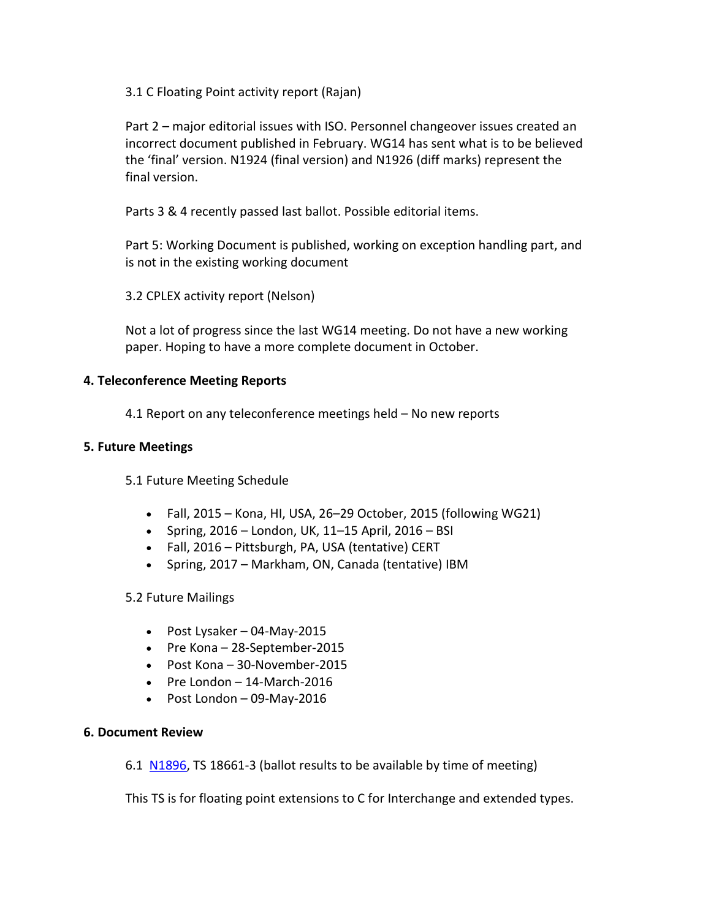3.1 C Floating Point activity report (Rajan)

Part 2 – major editorial issues with ISO. Personnel changeover issues created an incorrect document published in February. WG14 has sent what is to be believed the 'final' version. N1924 (final version) and N1926 (diff marks) represent the final version.

Parts 3 & 4 recently passed last ballot. Possible editorial items.

Part 5: Working Document is published, working on exception handling part, and is not in the existing working document

3.2 CPLEX activity report (Nelson)

Not a lot of progress since the last WG14 meeting. Do not have a new working paper. Hoping to have a more complete document in October.

## 4. Teleconference Meeting Reports

4.1 Report on any teleconference meetings held – No new reports

## 5. Future Meetings

5.1 Future Meeting Schedule

- Fall, 2015 – Kona, HI, USA, 26–29 October, 2015 (following WG21)
- Spring, 2016 – London, UK, 11–15 April, 2016 – BSI
- Fall, 2016 – Pittsburgh, PA, USA (tentative) CERT
- Spring, 2017 – Markham, ON, Canada (tentative) IBM

5.2 Future Mailings

- Post Lysaker – 04-May-2015
- Pre Kona – 28-September-2015
- Post Kona – 30-November-2015
- Pre London – 14-March-2016
- Post London – 09-May-2016

## 6. Document Review

6.1 N1896, TS 18661-3 (ballot results to be available by time of meeting)

This TS is for floating point extensions to C for Interchange and extended types.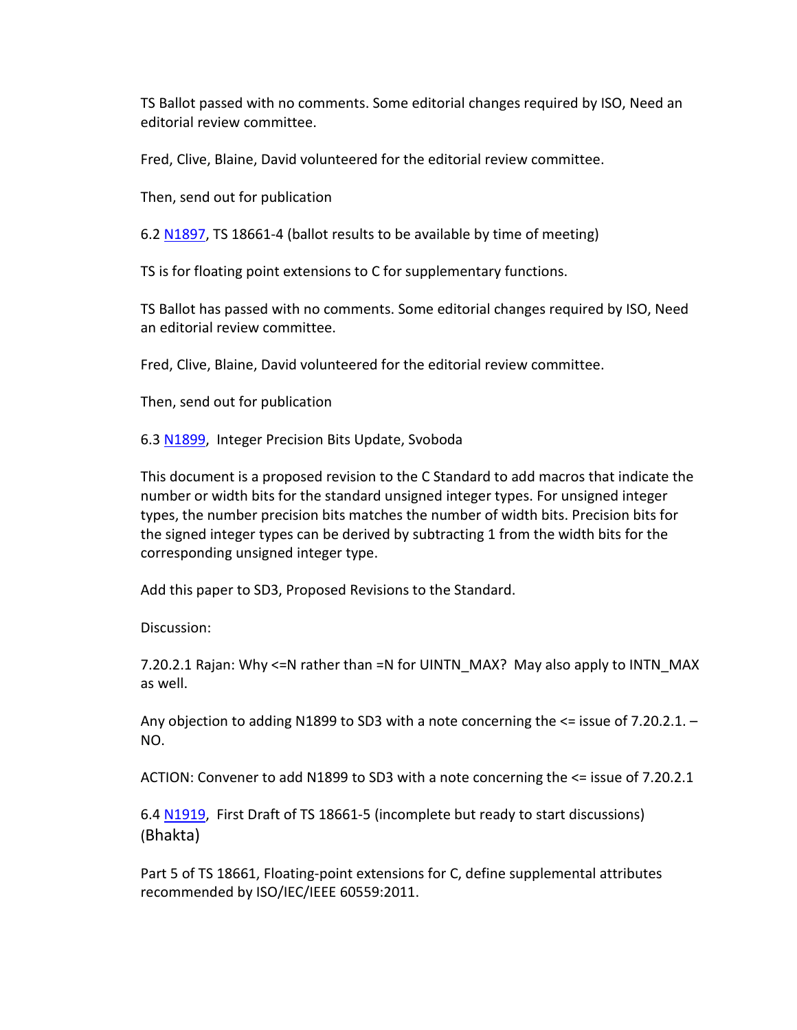TS Ballot passed with no comments. Some editorial changes required by ISO, Need an editorial review committee.

Fred, Clive, Blaine, David volunteered for the editorial review committee.

Then, send out for publication

6.2 N1897, TS 18661-4 (ballot results to be available by time of meeting)

TS is for floating point extensions to C for supplementary functions.

TS Ballot has passed with no comments. Some editorial changes required by ISO, Need an editorial review committee.

Fred, Clive, Blaine, David volunteered for the editorial review committee.

Then, send out for publication

6.3 N1899, Integer Precision Bits Update, Svoboda

This document is a proposed revision to the C Standard to add macros that indicate the number or width bits for the standard unsigned integer types. For unsigned integer types, the number precision bits matches the number of width bits. Precision bits for the signed integer types can be derived by subtracting 1 from the width bits for the corresponding unsigned integer type.

Add this paper to SD3, Proposed Revisions to the Standard.

Discussion:

7.20.2.1 Rajan: Why <=N rather than =N for UINTN_MAX? May also apply to INTN_MAX as well.

Any objection to adding N1899 to SD3 with a note concerning the <= issue of 7.20.2.1. – NO.

ACTION: Convener to add N1899 to SD3 with a note concerning the <= issue of 7.20.2.1

6.4 N1919, First Draft of TS 18661-5 (incomplete but ready to start discussions) (Bhakta)

Part 5 of TS 18661, Floating-point extensions for C, define supplemental attributes recommended by ISO/IEC/IEEE 60559:2011.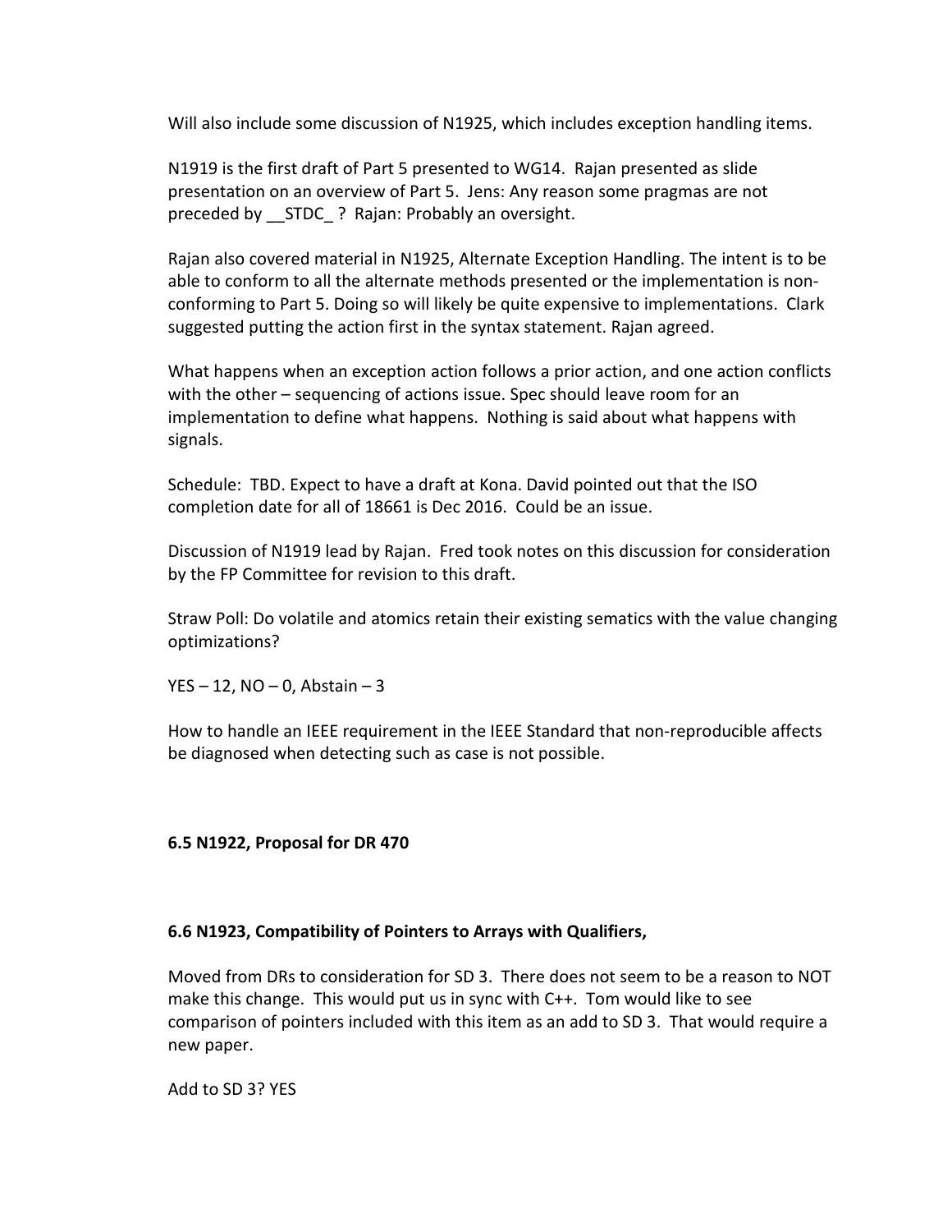Will also include some discussion of N1925, which includes exception handling items.

N1919 is the first draft of Part 5 presented to WG14. Rajan presented as slide presentation on an overview of Part 5. Jens: Any reason some pragmas are not preceded by __STDC_ ? Rajan: Probably an oversight.

Rajan also covered material in N1925, Alternate Exception Handling. The intent is to be able to conform to all the alternate methods presented or the implementation is non-conforming to Part 5. Doing so will likely be quite expensive to implementations. Clark suggested putting the action first in the syntax statement. Rajan agreed.

What happens when an exception action follows a prior action, and one action conflicts with the other – sequencing of actions issue. Spec should leave room for an implementation to define what happens. Nothing is said about what happens with signals.

Schedule: TBD. Expect to have a draft at Kona. David pointed out that the ISO completion date for all of 18661 is Dec 2016. Could be an issue.

Discussion of N1919 lead by Rajan. Fred took notes on this discussion for consideration by the FP Committee for revision to this draft.

Straw Poll: Do volatile and atomics retain their existing sematics with the value changing optimizations?

YES – 12, NO – 0, Abstain – 3

How to handle an IEEE requirement in the IEEE Standard that non-reproducible affects be diagnosed when detecting such as case is not possible.

**6.5 N1922, Proposal for DR 470**

**6.6 N1923, Compatibility of Pointers to Arrays with Qualifiers,**

Moved from DRs to consideration for SD 3. There does not seem to be a reason to NOT make this change. This would put us in sync with C++. Tom would like to see comparison of pointers included with this item as an add to SD 3. That would require a new paper.

Add to SD 3? YES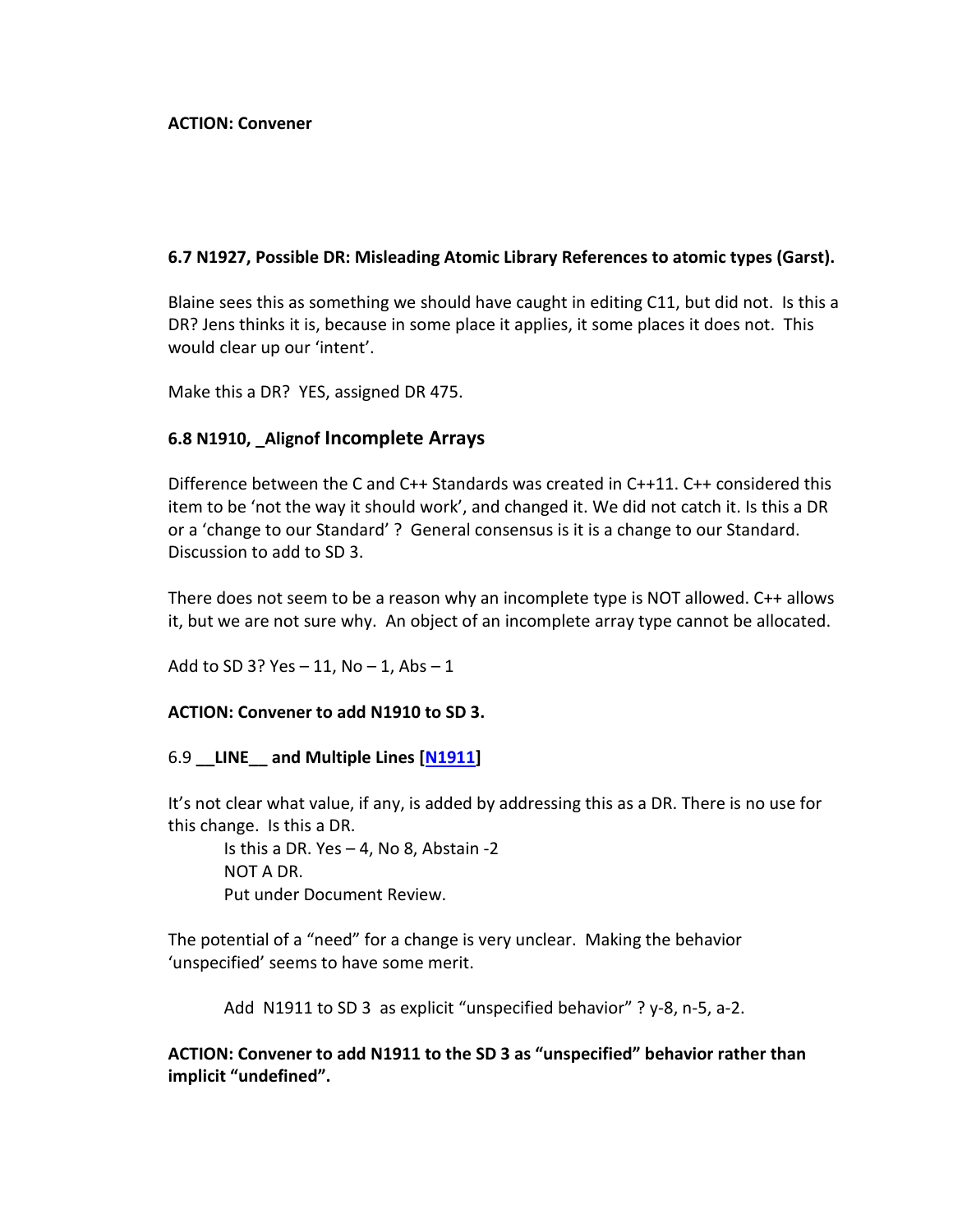**ACTION: Convener**

### 6.7 N1927, Possible DR: Misleading Atomic Library References to atomic types (Garst).

Blaine sees this as something we should have caught in editing C11, but did not. Is this a DR? Jens thinks it is, because in some place it applies, it some places it does not. This would clear up our 'intent'.

Make this a DR? YES, assigned DR 475.

### 6.8 N1910, _Alignof Incomplete Arrays

Difference between the C and C++ Standards was created in C++11. C++ considered this item to be 'not the way it should work', and changed it. We did not catch it. Is this a DR or a 'change to our Standard' ? General consensus is it is a change to our Standard. Discussion to add to SD 3.

There does not seem to be a reason why an incomplete type is NOT allowed. C++ allows it, but we are not sure why. An object of an incomplete array type cannot be allocated.

Add to SD 3? Yes – 11, No – 1, Abs – 1

**ACTION: Convener to add N1910 to SD 3.**

### 6.9 __LINE__ and Multiple Lines [N1911]

It's not clear what value, if any, is added by addressing this as a DR. There is no use for this change. Is this a DR.

> Is this a DR. Yes – 4, No 8, Abstain -2
> NOT A DR.
> Put under Document Review.

The potential of a "need" for a change is very unclear. Making the behavior 'unspecified' seems to have some merit.

> Add N1911 to SD 3 as explicit "unspecified behavior" ? y-8, n-5, a-2.

**ACTION: Convener to add N1911 to the SD 3 as "unspecified" behavior rather than implicit "undefined".**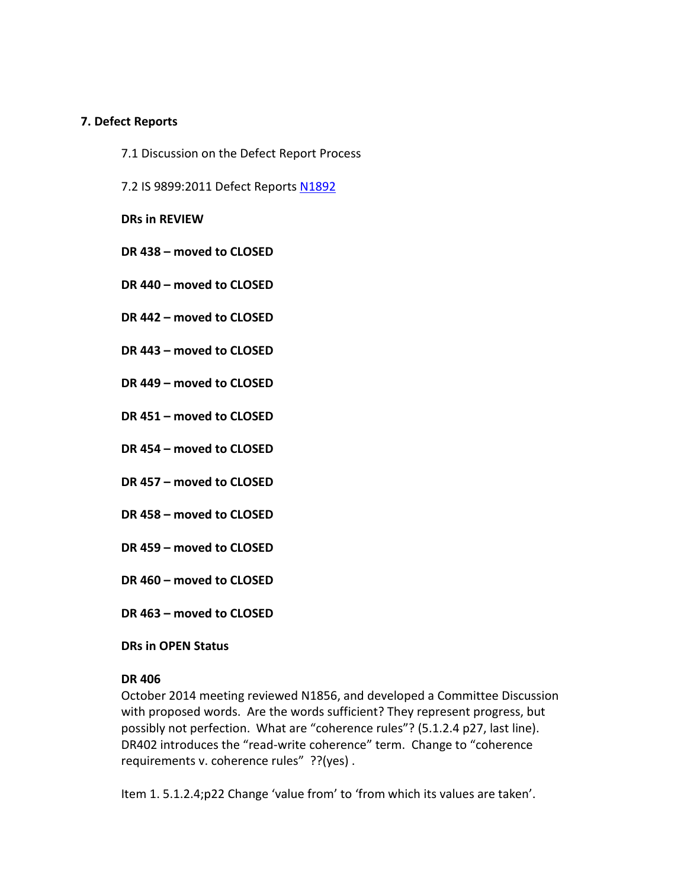## 7. Defect Reports

7.1 Discussion on the Defect Report Process

7.2 IS 9899:2011 Defect Reports N1892

**DRs in REVIEW**

**DR 438 – moved to CLOSED**

**DR 440 – moved to CLOSED**

**DR 442 – moved to CLOSED**

**DR 443 – moved to CLOSED**

**DR 449 – moved to CLOSED**

**DR 451 – moved to CLOSED**

**DR 454 – moved to CLOSED**

**DR 457 – moved to CLOSED**

**DR 458 – moved to CLOSED**

**DR 459 – moved to CLOSED**

**DR 460 – moved to CLOSED**

**DR 463 – moved to CLOSED**

**DRs in OPEN Status**

**DR 406**
October 2014 meeting reviewed N1856, and developed a Committee Discussion with proposed words. Are the words sufficient? They represent progress, but possibly not perfection. What are "coherence rules"? (5.1.2.4 p27, last line). DR402 introduces the "read-write coherence" term. Change to "coherence requirements v. coherence rules" ??(yes) .

Item 1. 5.1.2.4;p22 Change 'value from' to 'from which its values are taken'.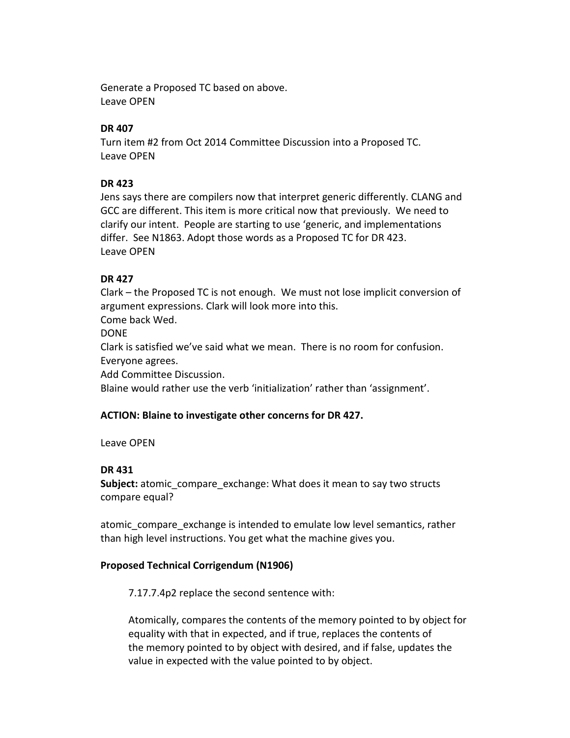Generate a Proposed TC based on above.
Leave OPEN

**DR 407**
Turn item #2 from Oct 2014 Committee Discussion into a Proposed TC.
Leave OPEN

**DR 423**
Jens says there are compilers now that interpret generic differently. CLANG and GCC are different. This item is more critical now that previously. We need to clarify our intent. People are starting to use 'generic, and implementations differ. See N1863. Adopt those words as a Proposed TC for DR 423.
Leave OPEN

**DR 427**
Clark – the Proposed TC is not enough. We must not lose implicit conversion of argument expressions. Clark will look more into this.
Come back Wed.
DONE
Clark is satisfied we've said what we mean. There is no room for confusion.
Everyone agrees.
Add Committee Discussion.
Blaine would rather use the verb 'initialization' rather than 'assignment'.

**ACTION: Blaine to investigate other concerns for DR 427.**

Leave OPEN

**DR 431**
**Subject:** atomic_compare_exchange: What does it mean to say two structs compare equal?

atomic_compare_exchange is intended to emulate low level semantics, rather than high level instructions. You get what the machine gives you.

**Proposed Technical Corrigendum (N1906)**

> 7.17.7.4p2 replace the second sentence with:
>
> Atomically, compares the contents of the memory pointed to by object for equality with that in expected, and if true, replaces the contents of the memory pointed to by object with desired, and if false, updates the value in expected with the value pointed to by object.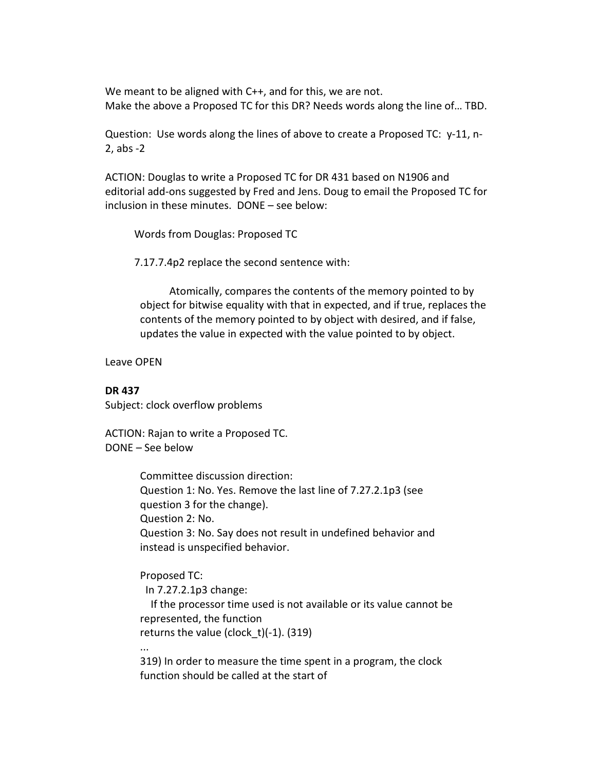We meant to be aligned with C++, and for this, we are not.
Make the above a Proposed TC for this DR? Needs words along the line of… TBD.

Question: Use words along the lines of above to create a Proposed TC: y-11, n-2, abs -2

ACTION: Douglas to write a Proposed TC for DR 431 based on N1906 and editorial add-ons suggested by Fred and Jens. Doug to email the Proposed TC for inclusion in these minutes. DONE – see below:

> Words from Douglas: Proposed TC
>
> 7.17.7.4p2 replace the second sentence with:
>
>> Atomically, compares the contents of the memory pointed to by object for bitwise equality with that in expected, and if true, replaces the contents of the memory pointed to by object with desired, and if false, updates the value in expected with the value pointed to by object.

Leave OPEN

**DR 437**
Subject: clock overflow problems

ACTION: Rajan to write a Proposed TC.
DONE – See below

> Committee discussion direction:
> Question 1: No. Yes. Remove the last line of 7.27.2.1p3 (see question 3 for the change).
> Question 2: No.
> Question 3: No. Say does not result in undefined behavior and instead is unspecified behavior.
>
> Proposed TC:
> In 7.27.2.1p3 change:
> If the processor time used is not available or its value cannot be represented, the function
> returns the value (clock_t)(-1). (319)
> ...
> 319) In order to measure the time spent in a program, the clock function should be called at the start of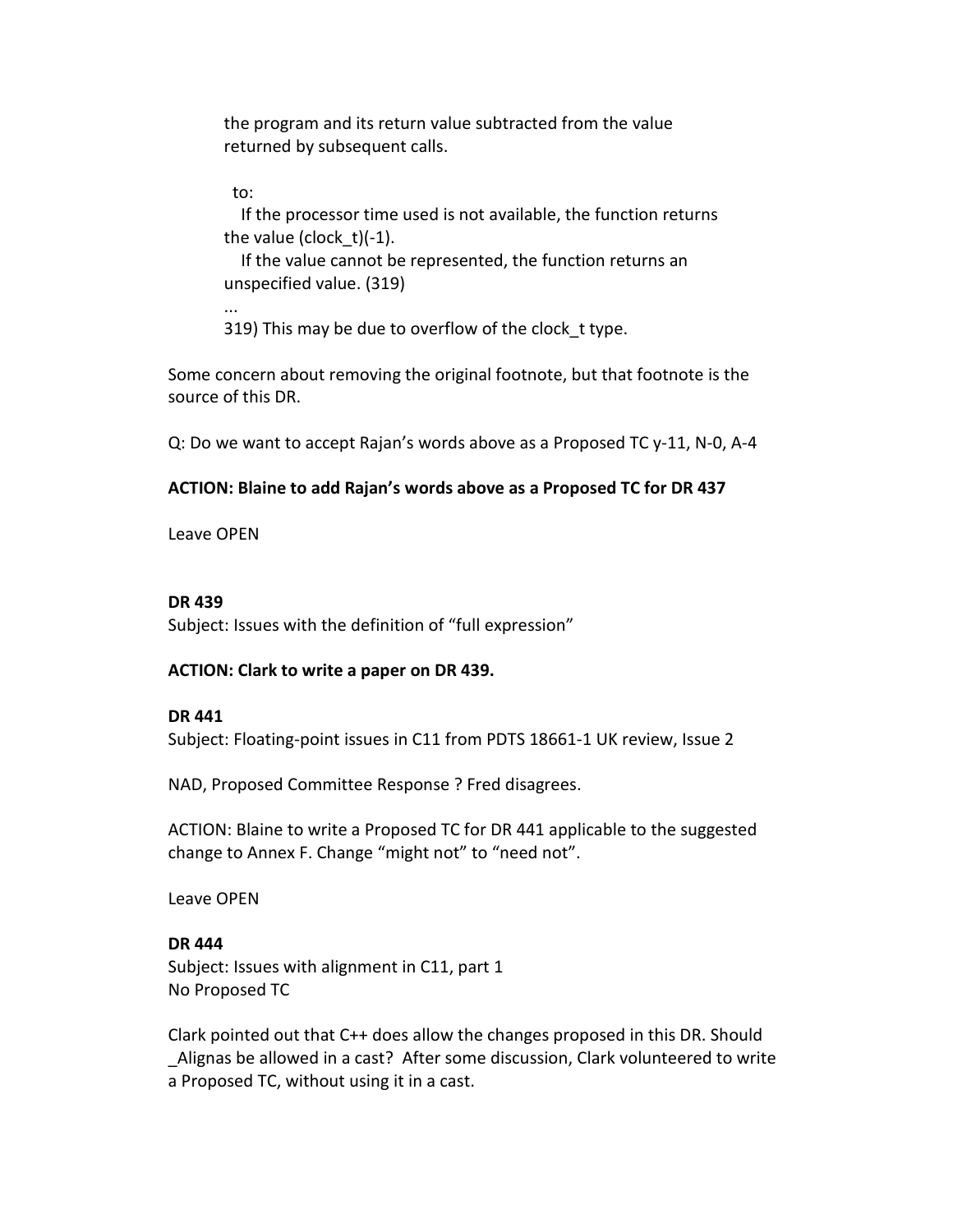the program and its return value subtracted from the value returned by subsequent calls.

to:

If the processor time used is not available, the function returns the value (clock_t)(-1).

If the value cannot be represented, the function returns an unspecified value. (319)

...

319) This may be due to overflow of the clock_t type.

Some concern about removing the original footnote, but that footnote is the source of this DR.

Q: Do we want to accept Rajan's words above as a Proposed TC y-11, N-0, A-4

**ACTION: Blaine to add Rajan's words above as a Proposed TC for DR 437**

Leave OPEN

**DR 439**

Subject: Issues with the definition of "full expression"

**ACTION: Clark to write a paper on DR 439.**

**DR 441**

Subject: Floating-point issues in C11 from PDTS 18661-1 UK review, Issue 2

NAD, Proposed Committee Response ? Fred disagrees.

ACTION: Blaine to write a Proposed TC for DR 441 applicable to the suggested change to Annex F. Change "might not" to "need not".

Leave OPEN

**DR 444**

Subject: Issues with alignment in C11, part 1

No Proposed TC

Clark pointed out that C++ does allow the changes proposed in this DR. Should _Alignas be allowed in a cast? After some discussion, Clark volunteered to write a Proposed TC, without using it in a cast.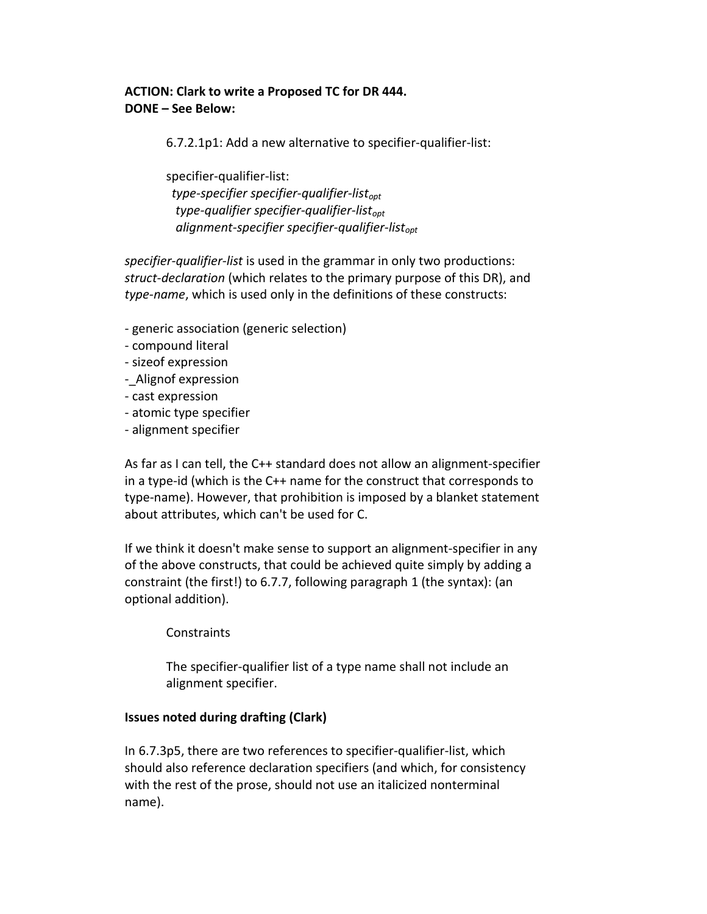**ACTION: Clark to write a Proposed TC for DR 444.**
**DONE – See Below:**

> 6.7.2.1p1: Add a new alternative to specifier-qualifier-list:
>
> specifier-qualifier-list:
> *type-specifier specifier-qualifier-list$_{opt}$*
> *type-qualifier specifier-qualifier-list$_{opt}$*
> *alignment-specifier specifier-qualifier-list$_{opt}$*

*specifier-qualifier-list* is used in the grammar in only two productions: *struct-declaration* (which relates to the primary purpose of this DR), and *type-name*, which is used only in the definitions of these constructs:

- generic association (generic selection)
- compound literal
- sizeof expression
- _Alignof expression
- cast expression
- atomic type specifier
- alignment specifier

As far as I can tell, the C++ standard does not allow an alignment-specifier in a type-id (which is the C++ name for the construct that corresponds to type-name). However, that prohibition is imposed by a blanket statement about attributes, which can't be used for C.

If we think it doesn't make sense to support an alignment-specifier in any of the above constructs, that could be achieved quite simply by adding a constraint (the first!) to 6.7.7, following paragraph 1 (the syntax): (an optional addition).

> Constraints
>
> The specifier-qualifier list of a type name shall not include an alignment specifier.

**Issues noted during drafting (Clark)**

In 6.7.3p5, there are two references to specifier-qualifier-list, which should also reference declaration specifiers (and which, for consistency with the rest of the prose, should not use an italicized nonterminal name).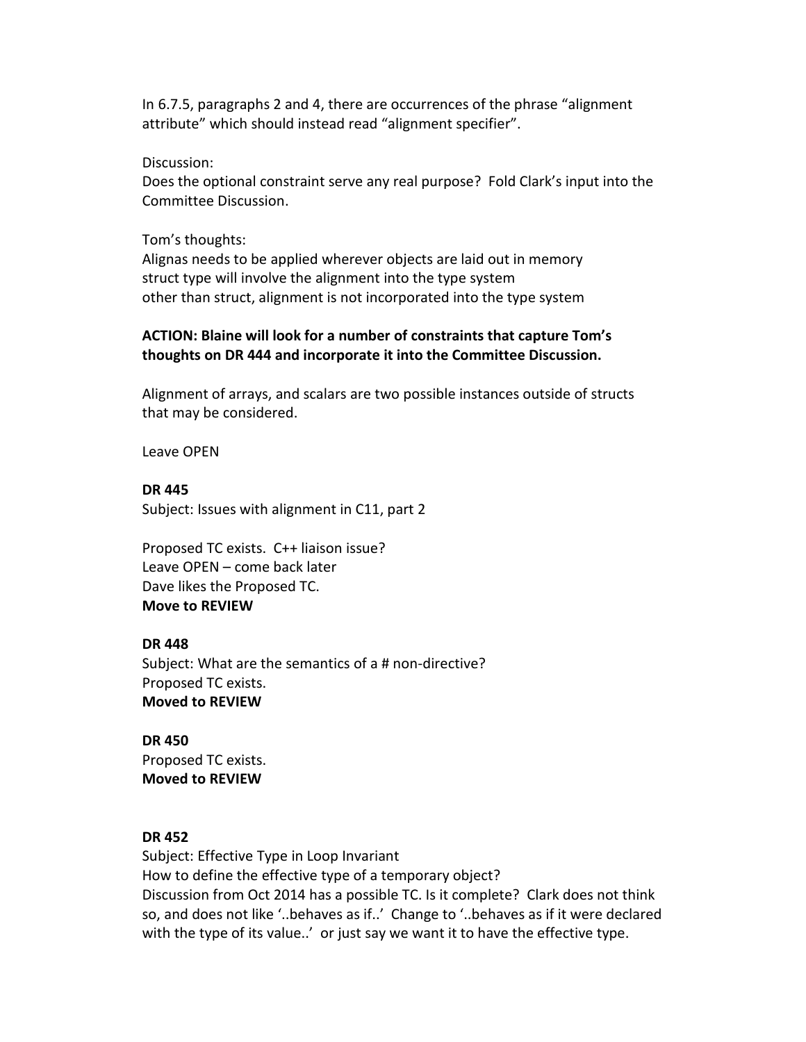In 6.7.5, paragraphs 2 and 4, there are occurrences of the phrase "alignment attribute" which should instead read "alignment specifier".

Discussion:
Does the optional constraint serve any real purpose? Fold Clark's input into the Committee Discussion.

Tom's thoughts:
Alignas needs to be applied wherever objects are laid out in memory
struct type will involve the alignment into the type system
other than struct, alignment is not incorporated into the type system

**ACTION: Blaine will look for a number of constraints that capture Tom's thoughts on DR 444 and incorporate it into the Committee Discussion.**

Alignment of arrays, and scalars are two possible instances outside of structs that may be considered.

Leave OPEN

**DR 445**
Subject: Issues with alignment in C11, part 2

Proposed TC exists. C++ liaison issue?
Leave OPEN – come back later
Dave likes the Proposed TC.
**Move to REVIEW**

**DR 448**
Subject: What are the semantics of a # non-directive?
Proposed TC exists.
**Moved to REVIEW**

**DR 450**
Proposed TC exists.
**Moved to REVIEW**

**DR 452**
Subject: Effective Type in Loop Invariant
How to define the effective type of a temporary object?
Discussion from Oct 2014 has a possible TC. Is it complete? Clark does not think so, and does not like '..behaves as if..' Change to '..behaves as if it were declared with the type of its value..' or just say we want it to have the effective type.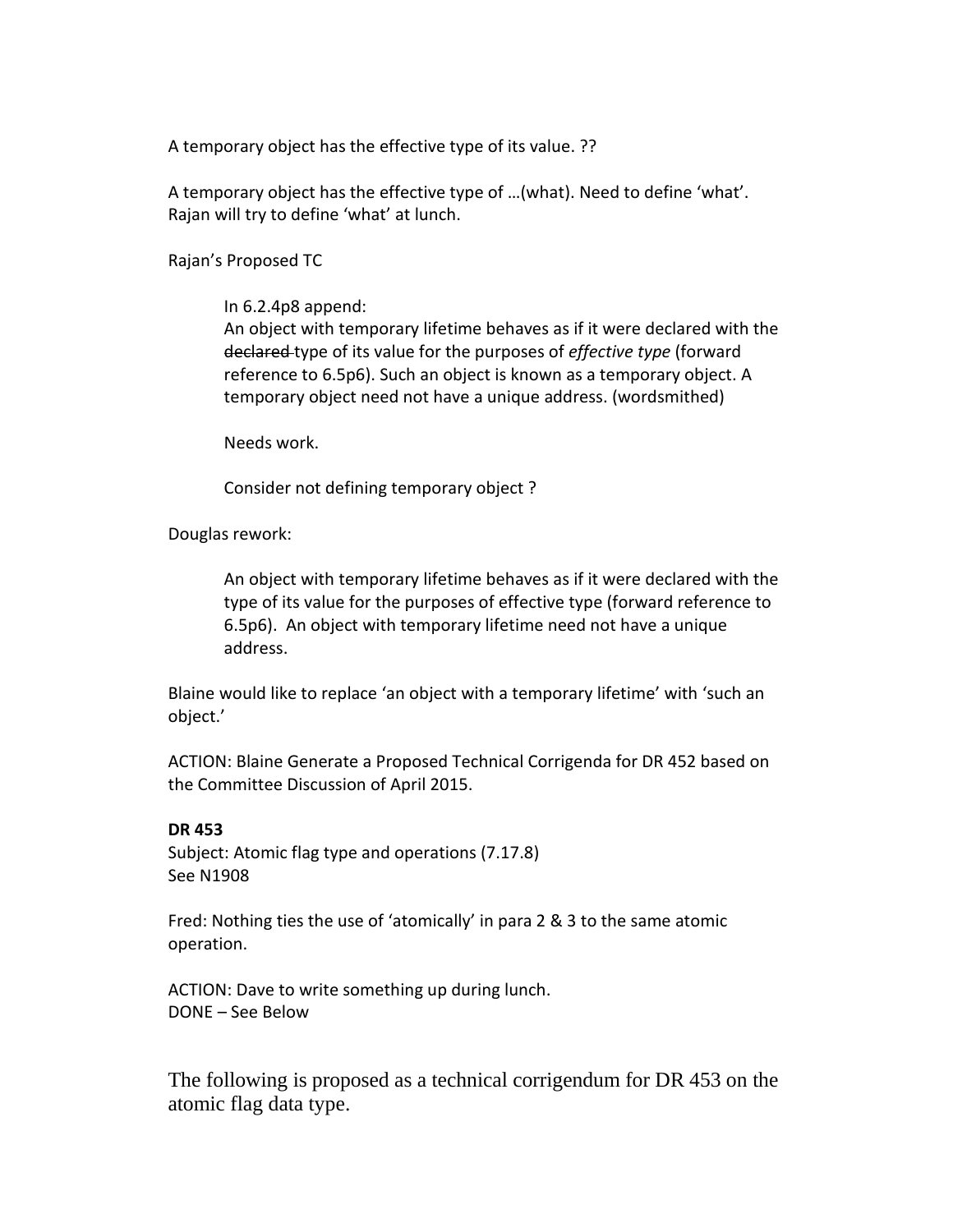A temporary object has the effective type of its value. ??

A temporary object has the effective type of …(what). Need to define 'what'. Rajan will try to define 'what' at lunch.

Rajan's Proposed TC

> In 6.2.4p8 append:
> An object with temporary lifetime behaves as if it were declared with the ~~declared~~ type of its value for the purposes of *effective type* (forward reference to 6.5p6). Such an object is known as a temporary object. A temporary object need not have a unique address. (wordsmithed)
>
> Needs work.
>
> Consider not defining temporary object ?

Douglas rework:

> An object with temporary lifetime behaves as if it were declared with the type of its value for the purposes of effective type (forward reference to 6.5p6). An object with temporary lifetime need not have a unique address.

Blaine would like to replace 'an object with a temporary lifetime' with 'such an object.'

ACTION: Blaine Generate a Proposed Technical Corrigenda for DR 452 based on the Committee Discussion of April 2015.

**DR 453**
Subject: Atomic flag type and operations (7.17.8)
See N1908

Fred: Nothing ties the use of 'atomically' in para 2 & 3 to the same atomic operation.

ACTION: Dave to write something up during lunch.
DONE – See Below

The following is proposed as a technical corrigendum for DR 453 on the atomic flag data type.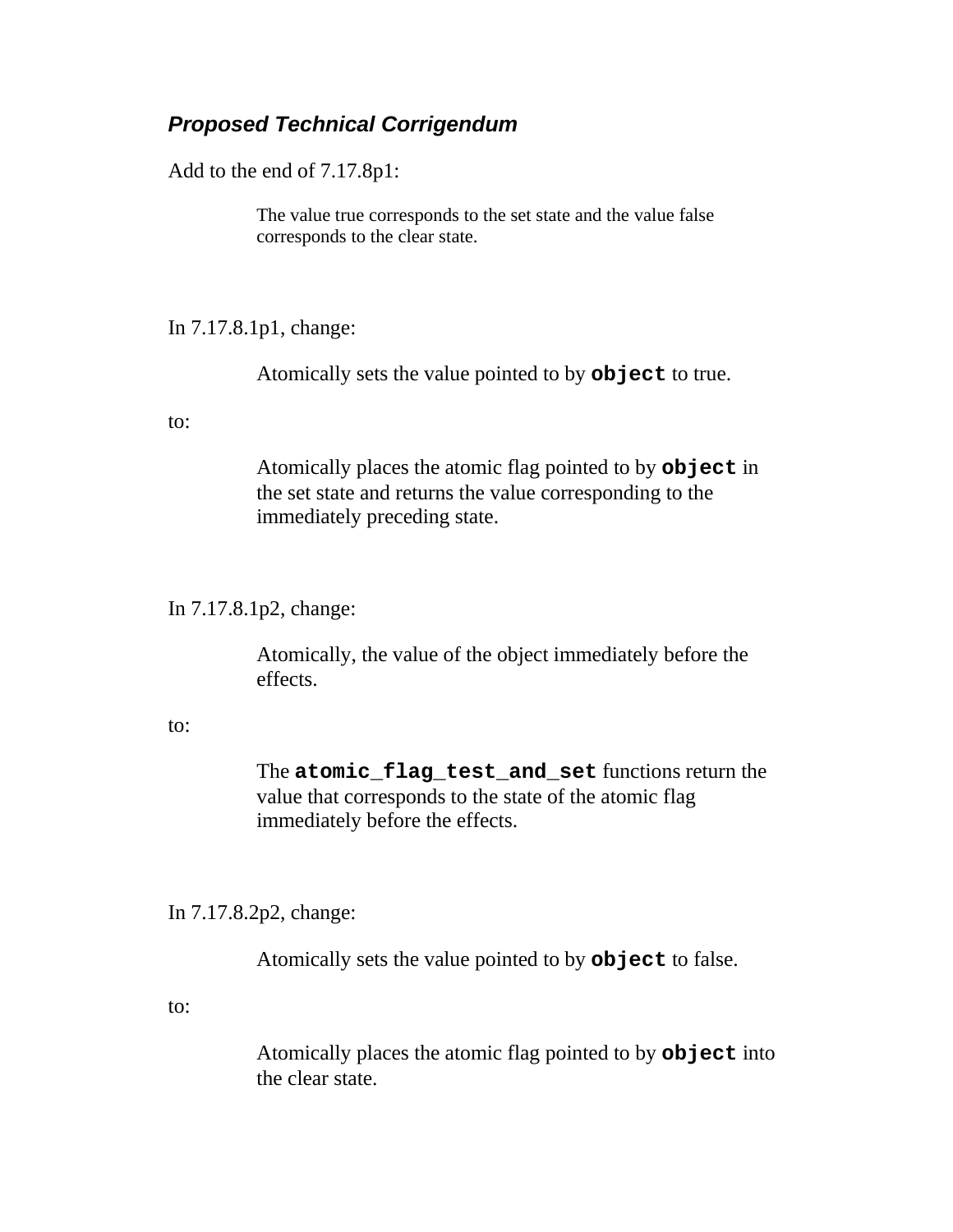### *Proposed Technical Corrigendum*

Add to the end of 7.17.8p1:

> The value true corresponds to the set state and the value false corresponds to the clear state.

In 7.17.8.1p1, change:

> Atomically sets the value pointed to by **`object`** to true.

to:

> Atomically places the atomic flag pointed to by **`object`** in the set state and returns the value corresponding to the immediately preceding state.

In 7.17.8.1p2, change:

> Atomically, the value of the object immediately before the effects.

to:

> The **`atomic_flag_test_and_set`** functions return the value that corresponds to the state of the atomic flag immediately before the effects.

In 7.17.8.2p2, change:

> Atomically sets the value pointed to by **`object`** to false.

to:

> Atomically places the atomic flag pointed to by **`object`** into the clear state.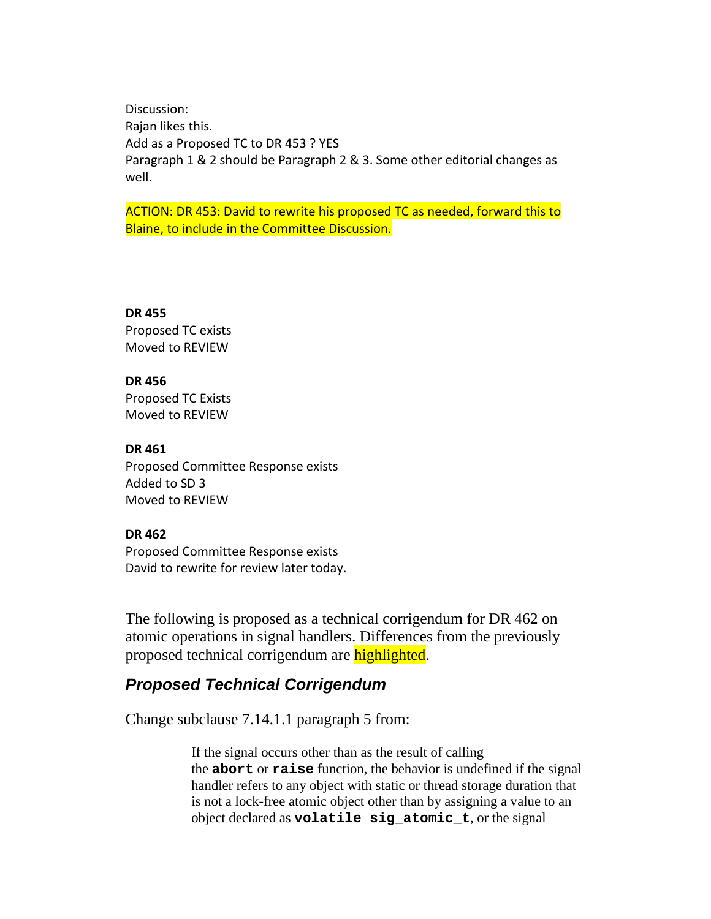Discussion:
Rajan likes this.
Add as a Proposed TC to DR 453 ? YES
Paragraph 1 & 2 should be Paragraph 2 & 3. Some other editorial changes as well.

ACTION: DR 453: David to rewrite his proposed TC as needed, forward this to Blaine, to include in the Committee Discussion.

**DR 455**
Proposed TC exists
Moved to REVIEW

**DR 456**
Proposed TC Exists
Moved to REVIEW

**DR 461**
Proposed Committee Response exists
Added to SD 3
Moved to REVIEW

**DR 462**
Proposed Committee Response exists
David to rewrite for review later today.

The following is proposed as a technical corrigendum for DR 462 on atomic operations in signal handlers. Differences from the previously proposed technical corrigendum are highlighted.

### *Proposed Technical Corrigendum*

Change subclause 7.14.1.1 paragraph 5 from:

> If the signal occurs other than as the result of calling the **`abort`** or **`raise`** function, the behavior is undefined if the signal handler refers to any object with static or thread storage duration that is not a lock-free atomic object other than by assigning a value to an object declared as **`volatile sig_atomic_t`**, or the signal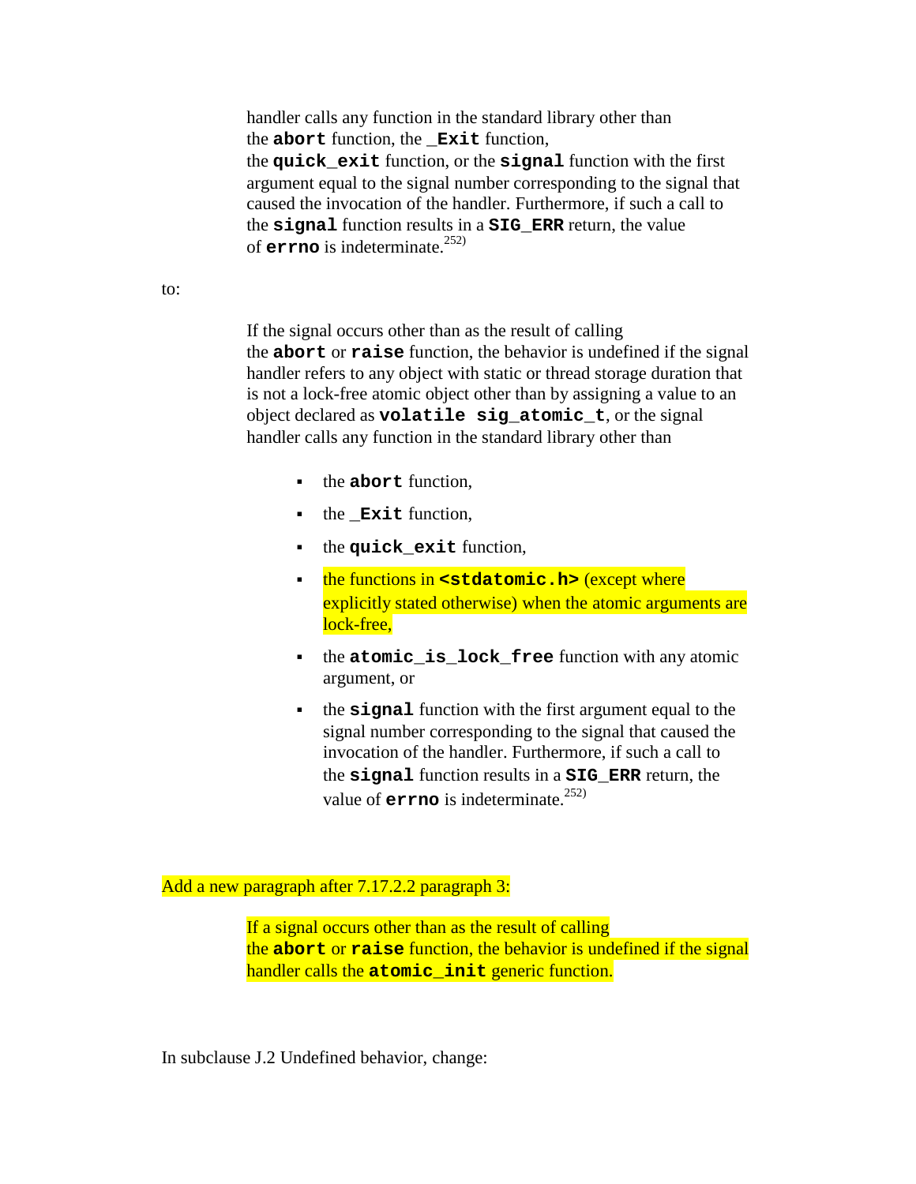> handler calls any function in the standard library other than the **abort** function, the **_Exit** function, the **quick_exit** function, or the **signal** function with the first argument equal to the signal number corresponding to the signal that caused the invocation of the handler. Furthermore, if such a call to the **signal** function results in a **SIG_ERR** return, the value of **errno** is indeterminate.[252)]

to:

> If the signal occurs other than as the result of calling the **abort** or **raise** function, the behavior is undefined if the signal handler refers to any object with static or thread storage duration that is not a lock-free atomic object other than by assigning a value to an object declared as **volatile sig_atomic_t**, or the signal handler calls any function in the standard library other than
>
> - the **abort** function,
> - the **_Exit** function,
> - the **quick_exit** function,
> - the functions in **<stdatomic.h>** (except where explicitly stated otherwise) when the atomic arguments are lock-free,
> - the **atomic_is_lock_free** function with any atomic argument, or
> - the **signal** function with the first argument equal to the signal number corresponding to the signal that caused the invocation of the handler. Furthermore, if such a call to the **signal** function results in a **SIG_ERR** return, the value of **errno** is indeterminate.[252)]

Add a new paragraph after 7.17.2.2 paragraph 3:

> If a signal occurs other than as the result of calling the **abort** or **raise** function, the behavior is undefined if the signal handler calls the **atomic_init** generic function.

In subclause J.2 Undefined behavior, change: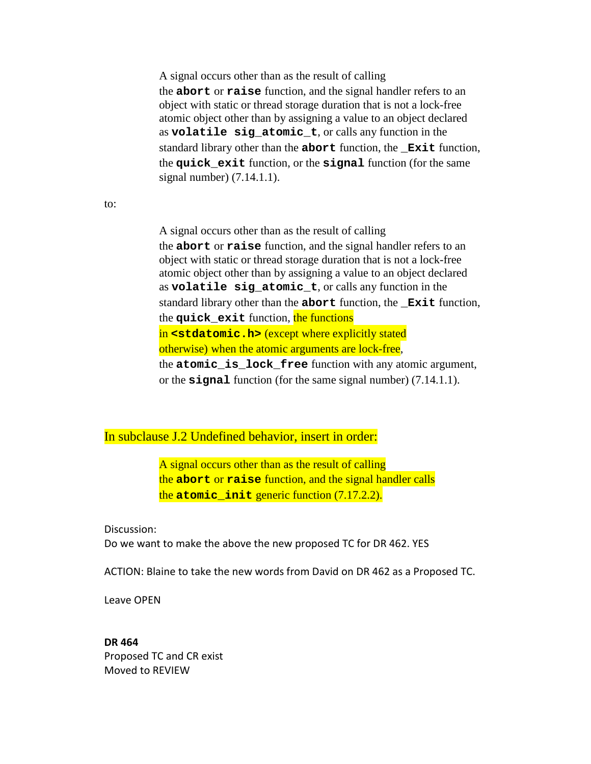> A signal occurs other than as the result of calling the **abort** or **raise** function, and the signal handler refers to an object with static or thread storage duration that is not a lock-free atomic object other than by assigning a value to an object declared as **volatile sig_atomic_t**, or calls any function in the standard library other than the **abort** function, the **_Exit** function, the **quick_exit** function, or the **signal** function (for the same signal number) (7.14.1.1).

to:

> A signal occurs other than as the result of calling the **abort** or **raise** function, and the signal handler refers to an object with static or thread storage duration that is not a lock-free atomic object other than by assigning a value to an object declared as **volatile sig_atomic_t**, or calls any function in the standard library other than the **abort** function, the **_Exit** function, the **quick_exit** function, the functions in **<stdatomic.h>** (except where explicitly stated otherwise) when the atomic arguments are lock-free, the **atomic_is_lock_free** function with any atomic argument, or the **signal** function (for the same signal number) (7.14.1.1).

In subclause J.2 Undefined behavior, insert in order:

> A signal occurs other than as the result of calling the **abort** or **raise** function, and the signal handler calls the **atomic_init** generic function (7.17.2.2).

Discussion:
Do we want to make the above the new proposed TC for DR 462. YES

ACTION: Blaine to take the new words from David on DR 462 as a Proposed TC.

Leave OPEN

**DR 464**
Proposed TC and CR exist
Moved to REVIEW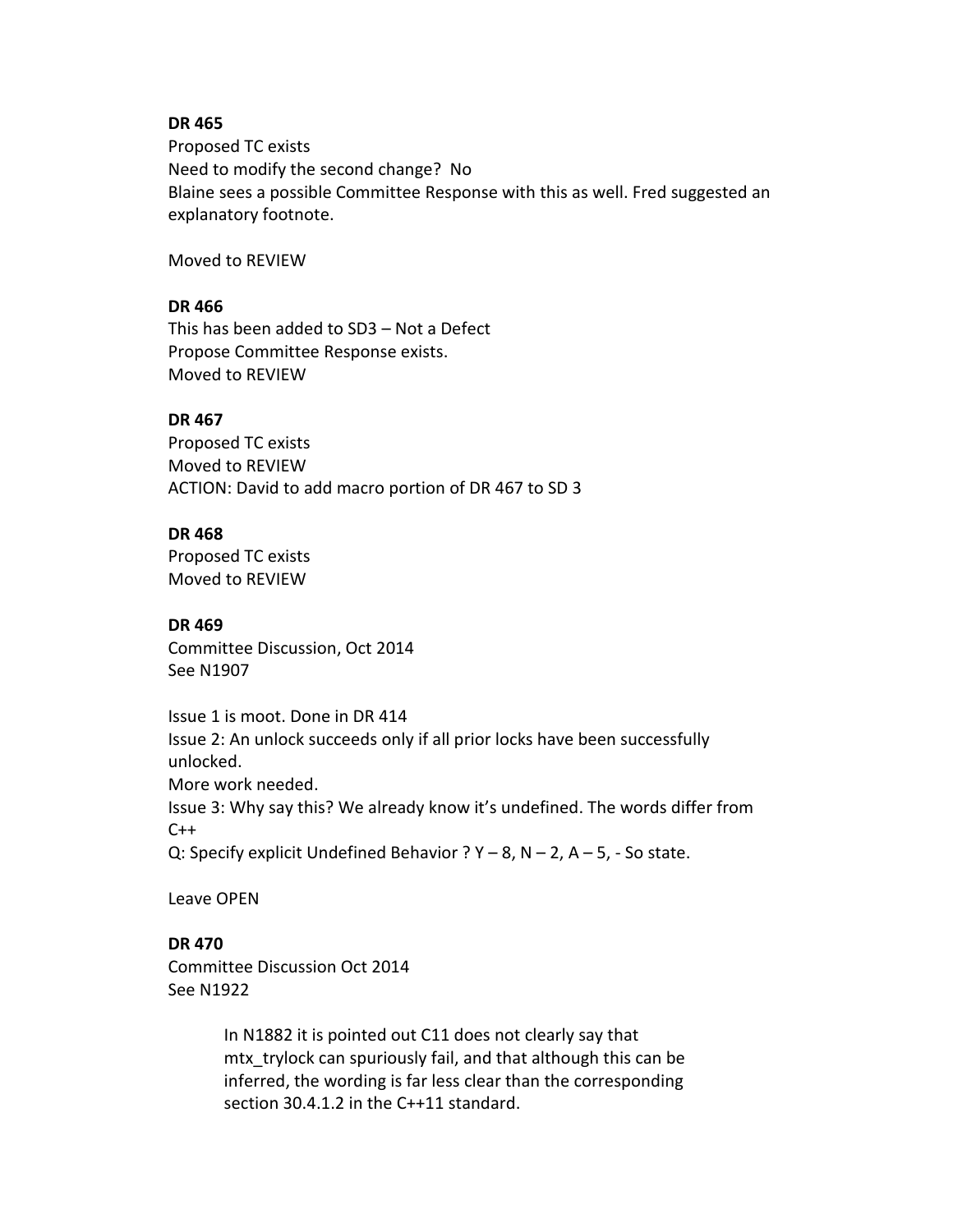**DR 465**
Proposed TC exists
Need to modify the second change? No
Blaine sees a possible Committee Response with this as well. Fred suggested an explanatory footnote.

Moved to REVIEW

**DR 466**
This has been added to SD3 – Not a Defect
Propose Committee Response exists.
Moved to REVIEW

**DR 467**
Proposed TC exists
Moved to REVIEW
ACTION: David to add macro portion of DR 467 to SD 3

**DR 468**
Proposed TC exists
Moved to REVIEW

**DR 469**
Committee Discussion, Oct 2014
See N1907

Issue 1 is moot. Done in DR 414
Issue 2: An unlock succeeds only if all prior locks have been successfully unlocked.
More work needed.
Issue 3: Why say this? We already know it's undefined. The words differ from C++
Q: Specify explicit Undefined Behavior ? Y – 8, N – 2, A – 5, - So state.

Leave OPEN

**DR 470**
Committee Discussion Oct 2014
See N1922

> In N1882 it is pointed out C11 does not clearly say that mtx_trylock can spuriously fail, and that although this can be inferred, the wording is far less clear than the corresponding section 30.4.1.2 in the C++11 standard.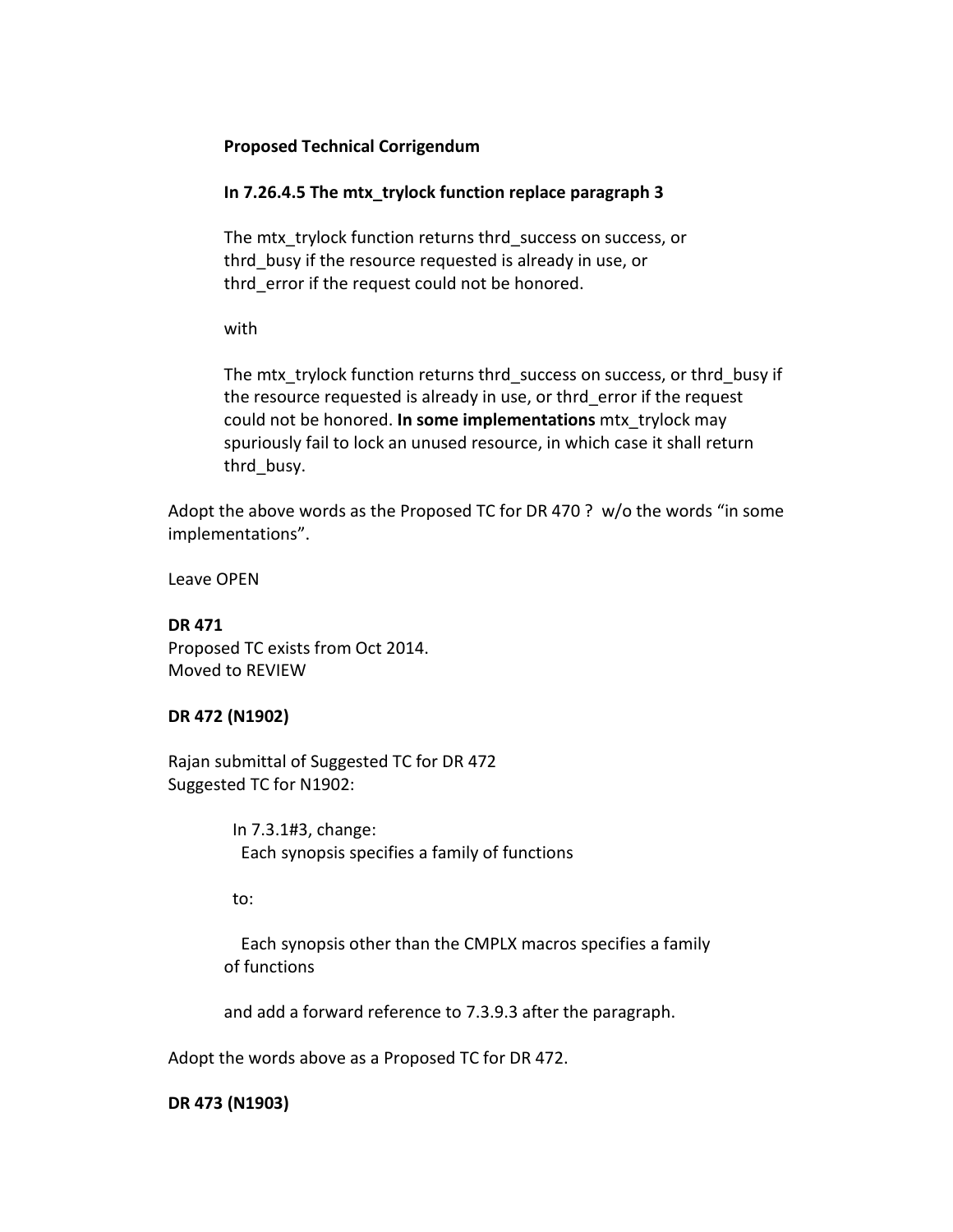**Proposed Technical Corrigendum**

**In 7.26.4.5 The mtx_trylock function replace paragraph 3**

> The mtx_trylock function returns thrd_success on success, or
> thrd_busy if the resource requested is already in use, or
> thrd_error if the request could not be honored.
>
> with
>
> The mtx_trylock function returns thrd_success on success, or thrd_busy if the resource requested is already in use, or thrd_error if the request could not be honored. **In some implementations** mtx_trylock may spuriously fail to lock an unused resource, in which case it shall return thrd_busy.

Adopt the above words as the Proposed TC for DR 470 ? w/o the words “in some implementations”.

Leave OPEN

**DR 471**
Proposed TC exists from Oct 2014.
Moved to REVIEW

**DR 472 (N1902)**

Rajan submittal of Suggested TC for DR 472
Suggested TC for N1902:

> In 7.3.1#3, change:
> Each synopsis specifies a family of functions
>
> to:
>
> Each synopsis other than the CMPLX macros specifies a family of functions
>
> and add a forward reference to 7.3.9.3 after the paragraph.

Adopt the words above as a Proposed TC for DR 472.

**DR 473 (N1903)**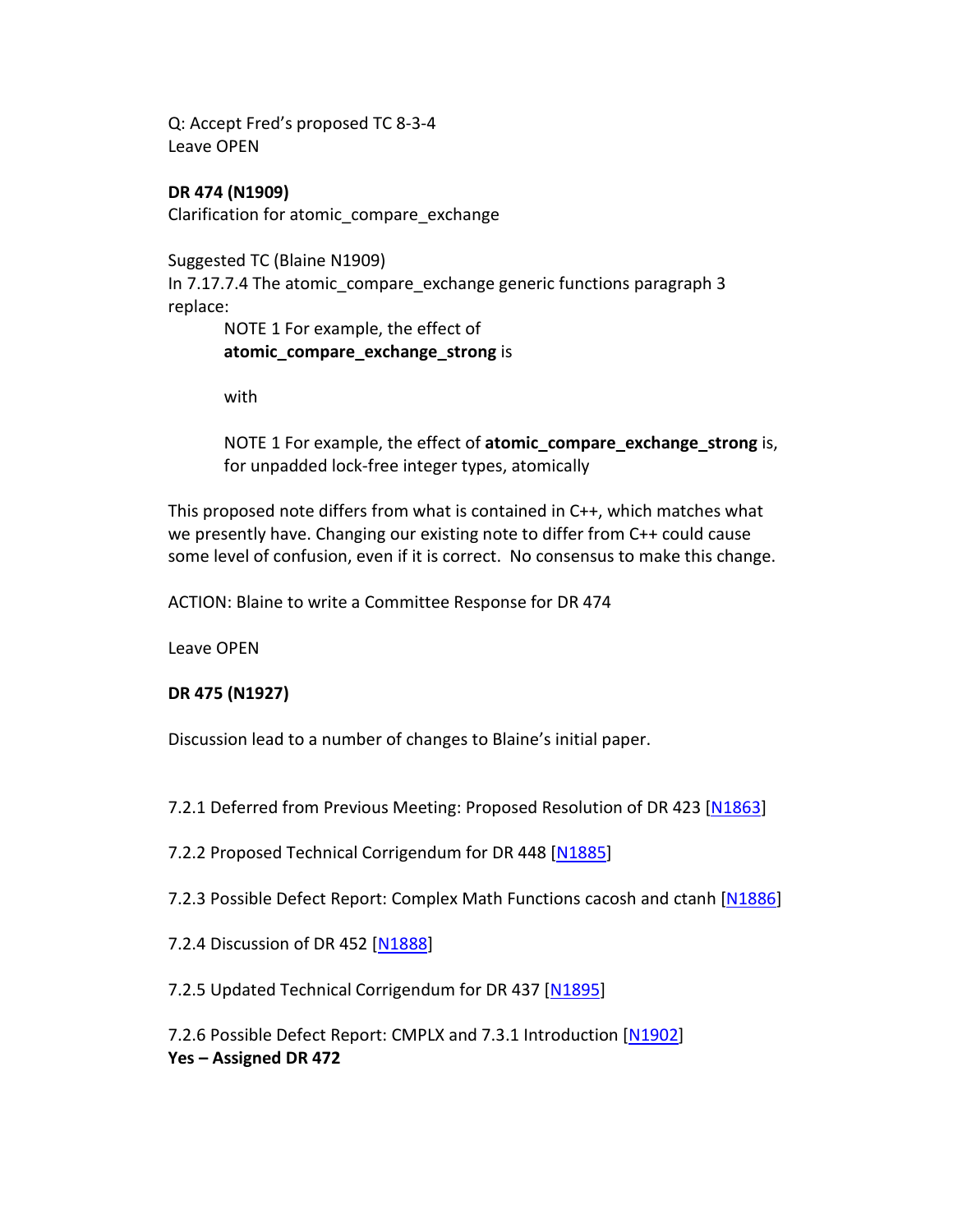Q: Accept Fred's proposed TC 8-3-4
Leave OPEN

**DR 474 (N1909)**
Clarification for atomic_compare_exchange

Suggested TC (Blaine N1909)
In 7.17.7.4 The atomic_compare_exchange generic functions paragraph 3 replace:

> NOTE 1 For example, the effect of **atomic_compare_exchange_strong** is
>
> with
>
> NOTE 1 For example, the effect of **atomic_compare_exchange_strong** is, for unpadded lock-free integer types, atomically

This proposed note differs from what is contained in C++, which matches what we presently have. Changing our existing note to differ from C++ could cause some level of confusion, even if it is correct. No consensus to make this change.

ACTION: Blaine to write a Committee Response for DR 474

Leave OPEN

**DR 475 (N1927)**

Discussion lead to a number of changes to Blaine's initial paper.

7.2.1 Deferred from Previous Meeting: Proposed Resolution of DR 423 [N1863]

7.2.2 Proposed Technical Corrigendum for DR 448 [N1885]

7.2.3 Possible Defect Report: Complex Math Functions cacosh and ctanh [N1886]

7.2.4 Discussion of DR 452 [N1888]

7.2.5 Updated Technical Corrigendum for DR 437 [N1895]

7.2.6 Possible Defect Report: CMPLX and 7.3.1 Introduction [N1902]
**Yes – Assigned DR 472**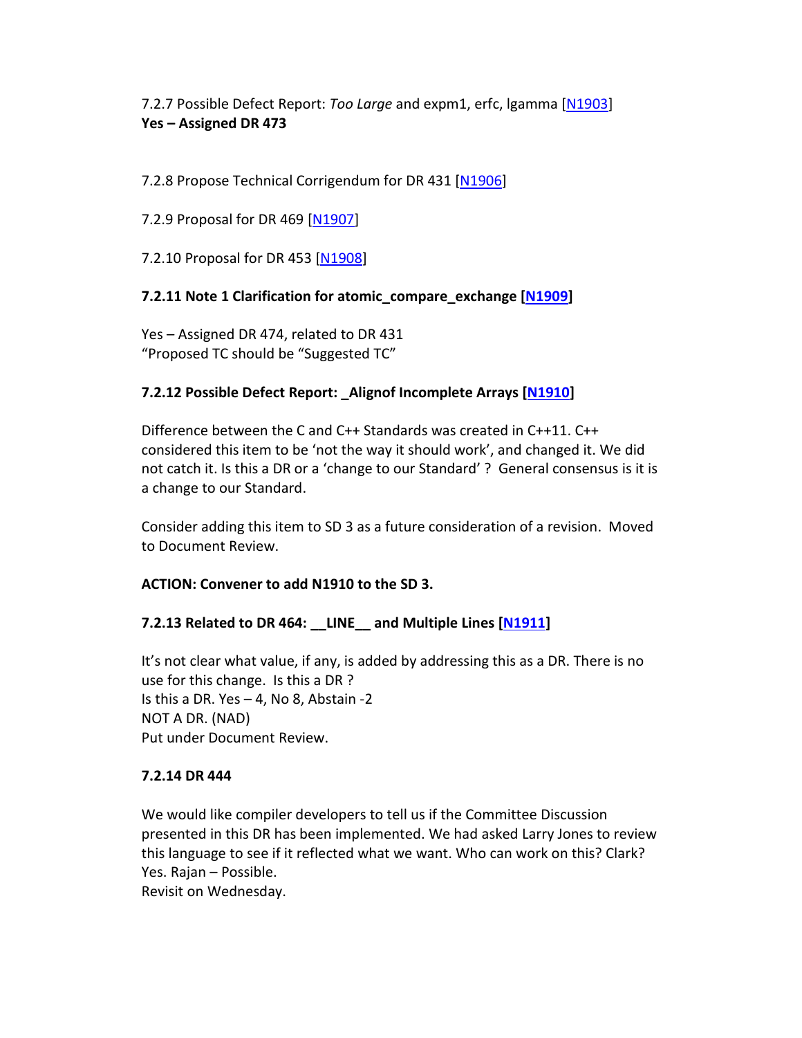7.2.7 Possible Defect Report: *Too Large* and expm1, erfc, lgamma [N1903]
**Yes – Assigned DR 473**

7.2.8 Propose Technical Corrigendum for DR 431 [N1906]

7.2.9 Proposal for DR 469 [N1907]

7.2.10 Proposal for DR 453 [N1908]

**7.2.11 Note 1 Clarification for atomic_compare_exchange [N1909]**

Yes – Assigned DR 474, related to DR 431
"Proposed TC should be "Suggested TC"

**7.2.12 Possible Defect Report: _Alignof Incomplete Arrays [N1910]**

Difference between the C and C++ Standards was created in C++11. C++ considered this item to be 'not the way it should work', and changed it. We did not catch it. Is this a DR or a 'change to our Standard' ? General consensus is it is a change to our Standard.

Consider adding this item to SD 3 as a future consideration of a revision. Moved to Document Review.

**ACTION: Convener to add N1910 to the SD 3.**

**7.2.13 Related to DR 464: __LINE__ and Multiple Lines [N1911]**

It's not clear what value, if any, is added by addressing this as a DR. There is no use for this change. Is this a DR ?
Is this a DR. Yes – 4, No 8, Abstain -2
NOT A DR. (NAD)
Put under Document Review.

**7.2.14 DR 444**

We would like compiler developers to tell us if the Committee Discussion presented in this DR has been implemented. We had asked Larry Jones to review this language to see if it reflected what we want. Who can work on this? Clark? Yes. Rajan – Possible.
Revisit on Wednesday.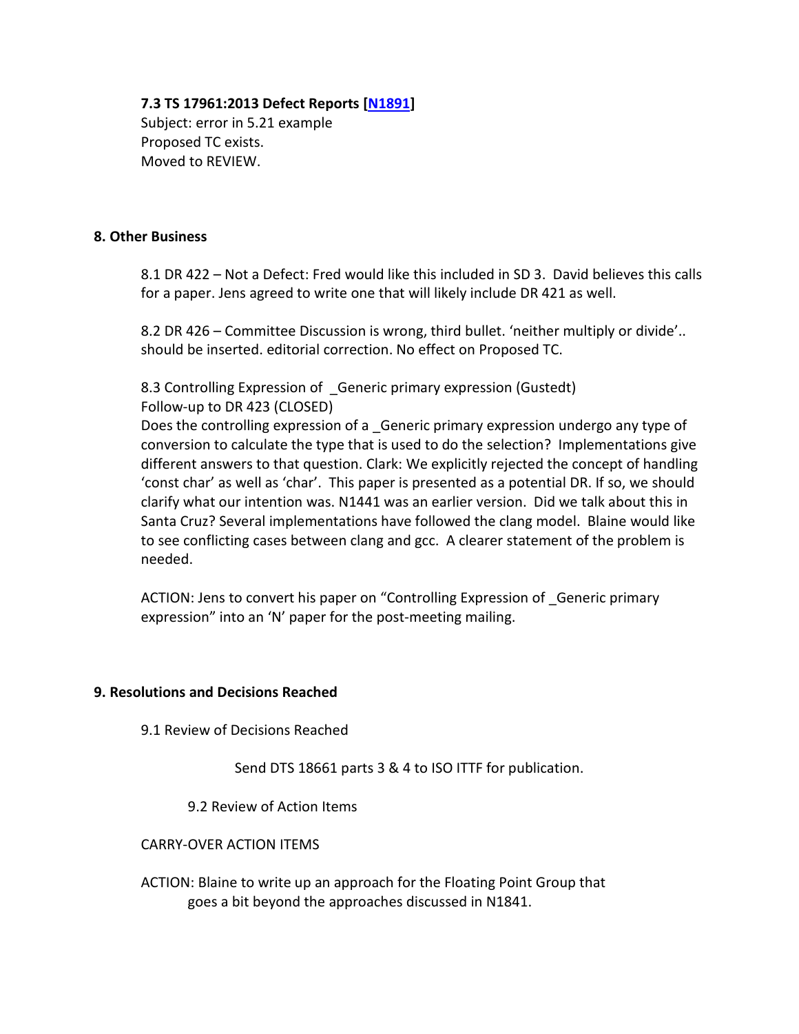**7.3 TS 17961:2013 Defect Reports [N1891]**
Subject: error in 5.21 example
Proposed TC exists.
Moved to REVIEW.

**8. Other Business**

8.1 DR 422 – Not a Defect: Fred would like this included in SD 3. David believes this calls for a paper. Jens agreed to write one that will likely include DR 421 as well.

8.2 DR 426 – Committee Discussion is wrong, third bullet. 'neither multiply or divide'.. should be inserted. editorial correction. No effect on Proposed TC.

8.3 Controlling Expression of _Generic primary expression (Gustedt)
Follow-up to DR 423 (CLOSED)
Does the controlling expression of a _Generic primary expression undergo any type of conversion to calculate the type that is used to do the selection? Implementations give different answers to that question. Clark: We explicitly rejected the concept of handling 'const char' as well as 'char'. This paper is presented as a potential DR. If so, we should clarify what our intention was. N1441 was an earlier version. Did we talk about this in Santa Cruz? Several implementations have followed the clang model. Blaine would like to see conflicting cases between clang and gcc. A clearer statement of the problem is needed.

ACTION: Jens to convert his paper on "Controlling Expression of _Generic primary expression" into an 'N' paper for the post-meeting mailing.

**9. Resolutions and Decisions Reached**

9.1 Review of Decisions Reached

Send DTS 18661 parts 3 & 4 to ISO ITTF for publication.

9.2 Review of Action Items

CARRY-OVER ACTION ITEMS

ACTION: Blaine to write up an approach for the Floating Point Group that goes a bit beyond the approaches discussed in N1841.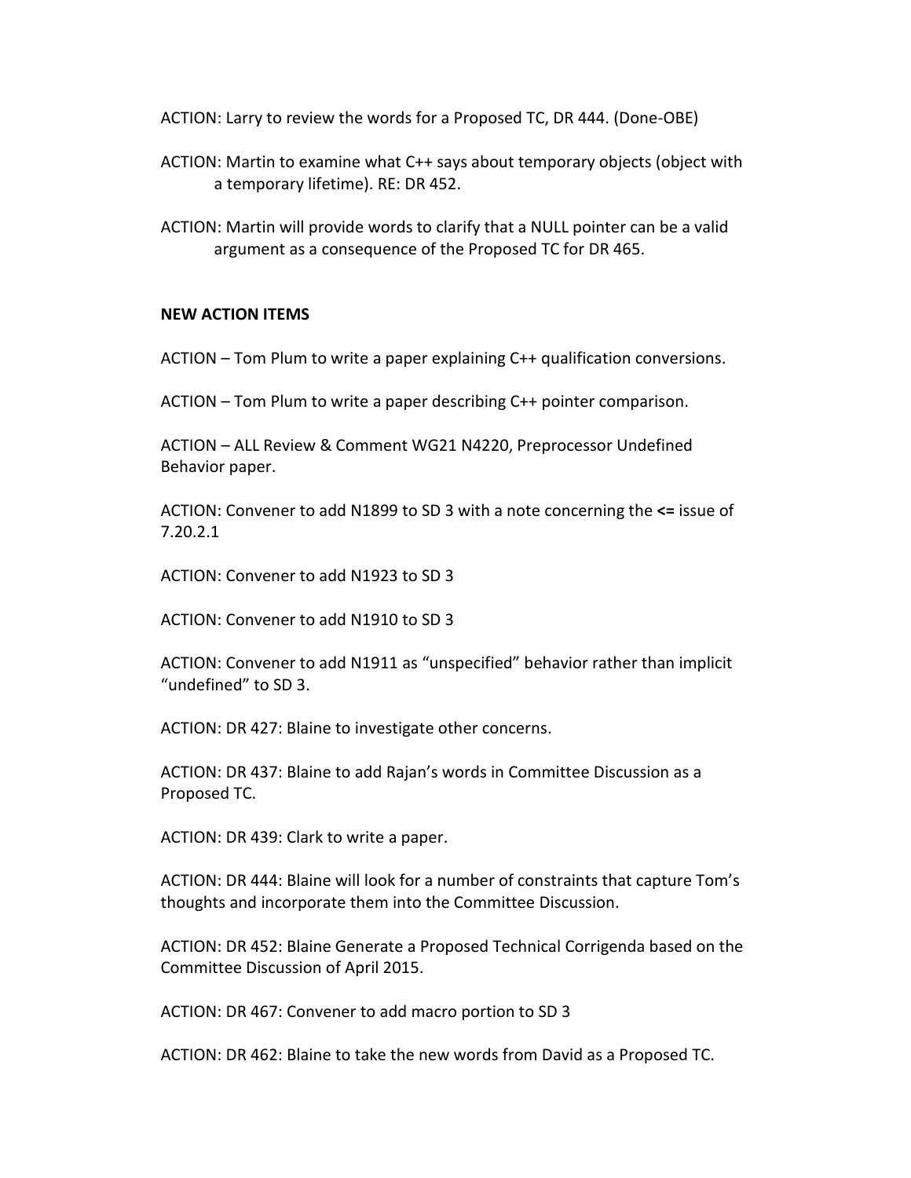ACTION: Larry to review the words for a Proposed TC, DR 444. (Done-OBE)

ACTION: Martin to examine what C++ says about temporary objects (object with a temporary lifetime). RE: DR 452.

ACTION: Martin will provide words to clarify that a NULL pointer can be a valid argument as a consequence of the Proposed TC for DR 465.

**NEW ACTION ITEMS**

ACTION – Tom Plum to write a paper explaining C++ qualification conversions.

ACTION – Tom Plum to write a paper describing C++ pointer comparison.

ACTION – ALL Review & Comment WG21 N4220, Preprocessor Undefined Behavior paper.

ACTION: Convener to add N1899 to SD 3 with a note concerning the **<=** issue of 7.20.2.1

ACTION: Convener to add N1923 to SD 3

ACTION: Convener to add N1910 to SD 3

ACTION: Convener to add N1911 as "unspecified" behavior rather than implicit "undefined" to SD 3.

ACTION: DR 427: Blaine to investigate other concerns.

ACTION: DR 437: Blaine to add Rajan's words in Committee Discussion as a Proposed TC.

ACTION: DR 439: Clark to write a paper.

ACTION: DR 444: Blaine will look for a number of constraints that capture Tom's thoughts and incorporate them into the Committee Discussion.

ACTION: DR 452: Blaine Generate a Proposed Technical Corrigenda based on the Committee Discussion of April 2015.

ACTION: DR 467: Convener to add macro portion to SD 3

ACTION: DR 462: Blaine to take the new words from David as a Proposed TC.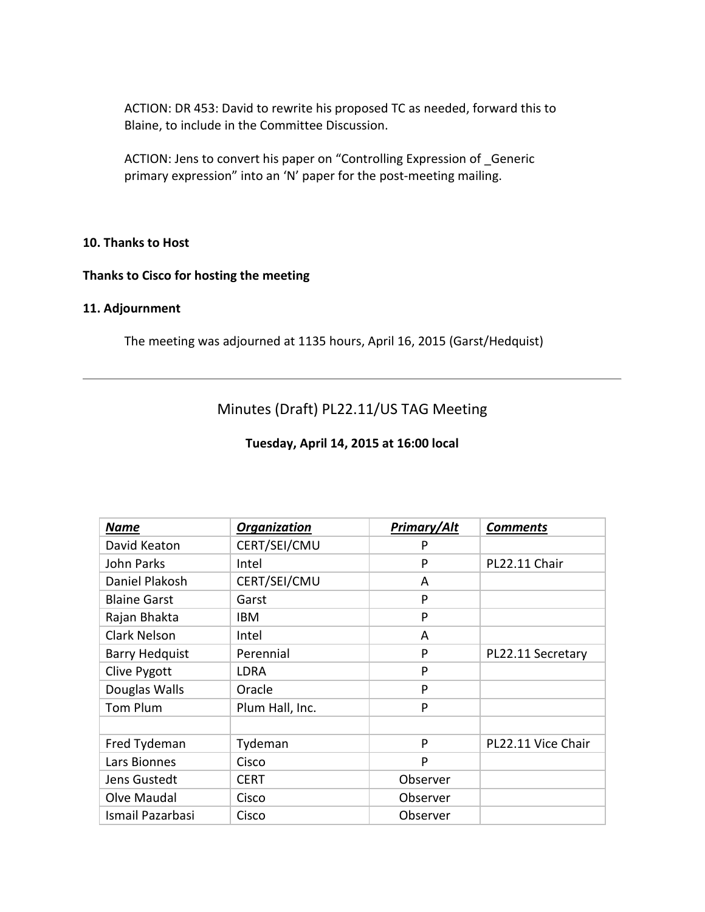ACTION: DR 453: David to rewrite his proposed TC as needed, forward this to Blaine, to include in the Committee Discussion.

ACTION: Jens to convert his paper on “Controlling Expression of _Generic primary expression” into an ‘N’ paper for the post-meeting mailing.

### 10. Thanks to Host

**Thanks to Cisco for hosting the meeting**

### 11. Adjournment

The meeting was adjourned at 1135 hours, April 16, 2015 (Garst/Hedquist)

---

## Minutes (Draft) PL22.11/US TAG Meeting

**Tuesday, April 14, 2015 at 16:00 local**

| ***Name*** | ***Organization*** | ***Primary/Alt*** | ***Comments*** |
|---|---|---|---|
| David Keaton | CERT/SEI/CMU | P | |
| John Parks | Intel | P | PL22.11 Chair |
| Daniel Plakosh | CERT/SEI/CMU | A | |
| Blaine Garst | Garst | P | |
| Rajan Bhakta | IBM | P | |
| Clark Nelson | Intel | A | |
| Barry Hedquist | Perennial | P | PL22.11 Secretary |
| Clive Pygott | LDRA | P | |
| Douglas Walls | Oracle | P | |
| Tom Plum | Plum Hall, Inc. | P | |
| | | | |
| Fred Tydeman | Tydeman | P | PL22.11 Vice Chair |
| Lars Bionnes | Cisco | P | |
| Jens Gustedt | CERT | Observer | |
| Olve Maudal | Cisco | Observer | |
| Ismail Pazarbasi | Cisco | Observer | |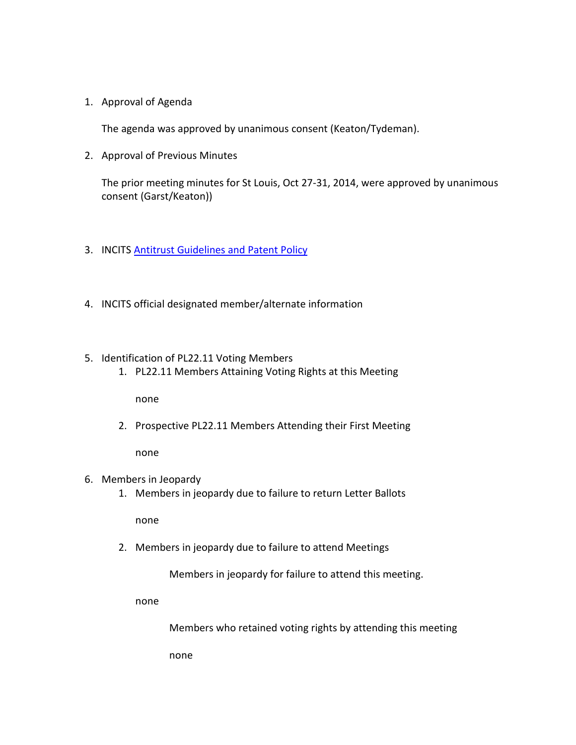1. Approval of Agenda

   The agenda was approved by unanimous consent (Keaton/Tydeman).

2. Approval of Previous Minutes

   The prior meeting minutes for St Louis, Oct 27-31, 2014, were approved by unanimous consent (Garst/Keaton))

3. INCITS Antitrust Guidelines and Patent Policy

4. INCITS official designated member/alternate information

5. Identification of PL22.11 Voting Members
   1. PL22.11 Members Attaining Voting Rights at this Meeting

      none

   2. Prospective PL22.11 Members Attending their First Meeting

      none

6. Members in Jeopardy
   1. Members in jeopardy due to failure to return Letter Ballots

      none

   2. Members in jeopardy due to failure to attend Meetings

      Members in jeopardy for failure to attend this meeting.

      none

      Members who retained voting rights by attending this meeting

      none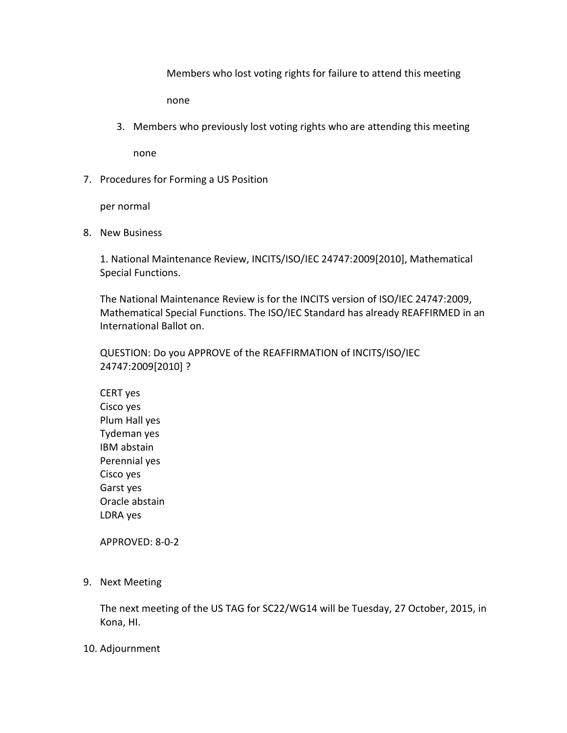Members who lost voting rights for failure to attend this meeting

none

3. Members who previously lost voting rights who are attending this meeting

   none

7. Procedures for Forming a US Position

   per normal

8. New Business

   1. National Maintenance Review, INCITS/ISO/IEC 24747:2009[2010], Mathematical Special Functions.

   The National Maintenance Review is for the INCITS version of ISO/IEC 24747:2009, Mathematical Special Functions. The ISO/IEC Standard has already REAFFIRMED in an International Ballot on.

   QUESTION: Do you APPROVE of the REAFFIRMATION of INCITS/ISO/IEC 24747:2009[2010] ?

   CERT yes
   Cisco yes
   Plum Hall yes
   Tydeman yes
   IBM abstain
   Perennial yes
   Cisco yes
   Garst yes
   Oracle abstain
   LDRA yes

   APPROVED: 8-0-2

9. Next Meeting

   The next meeting of the US TAG for SC22/WG14 will be Tuesday, 27 October, 2015, in Kona, HI.

10. Adjournment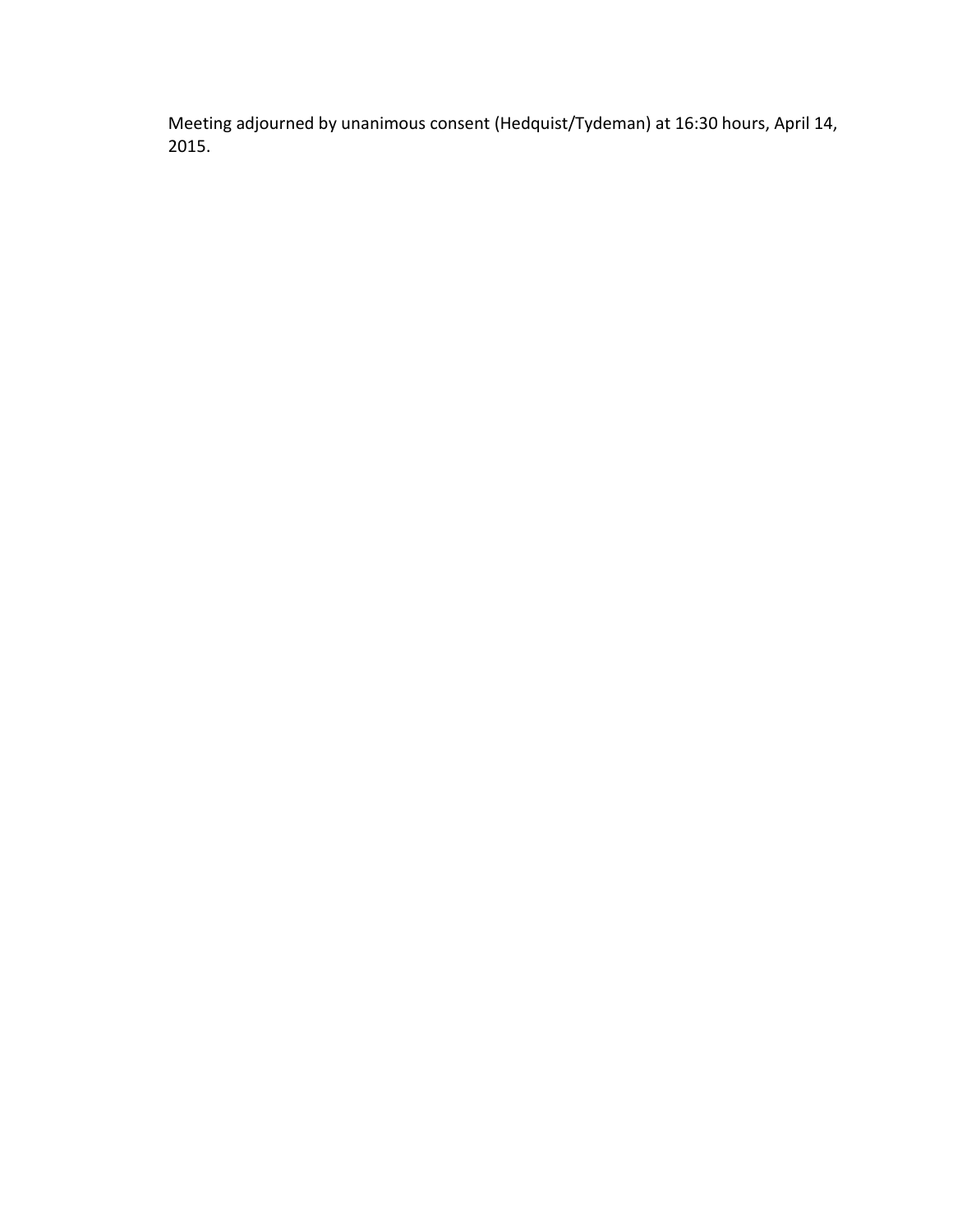Meeting adjourned by unanimous consent (Hedquist/Tydeman) at 16:30 hours, April 14, 2015.